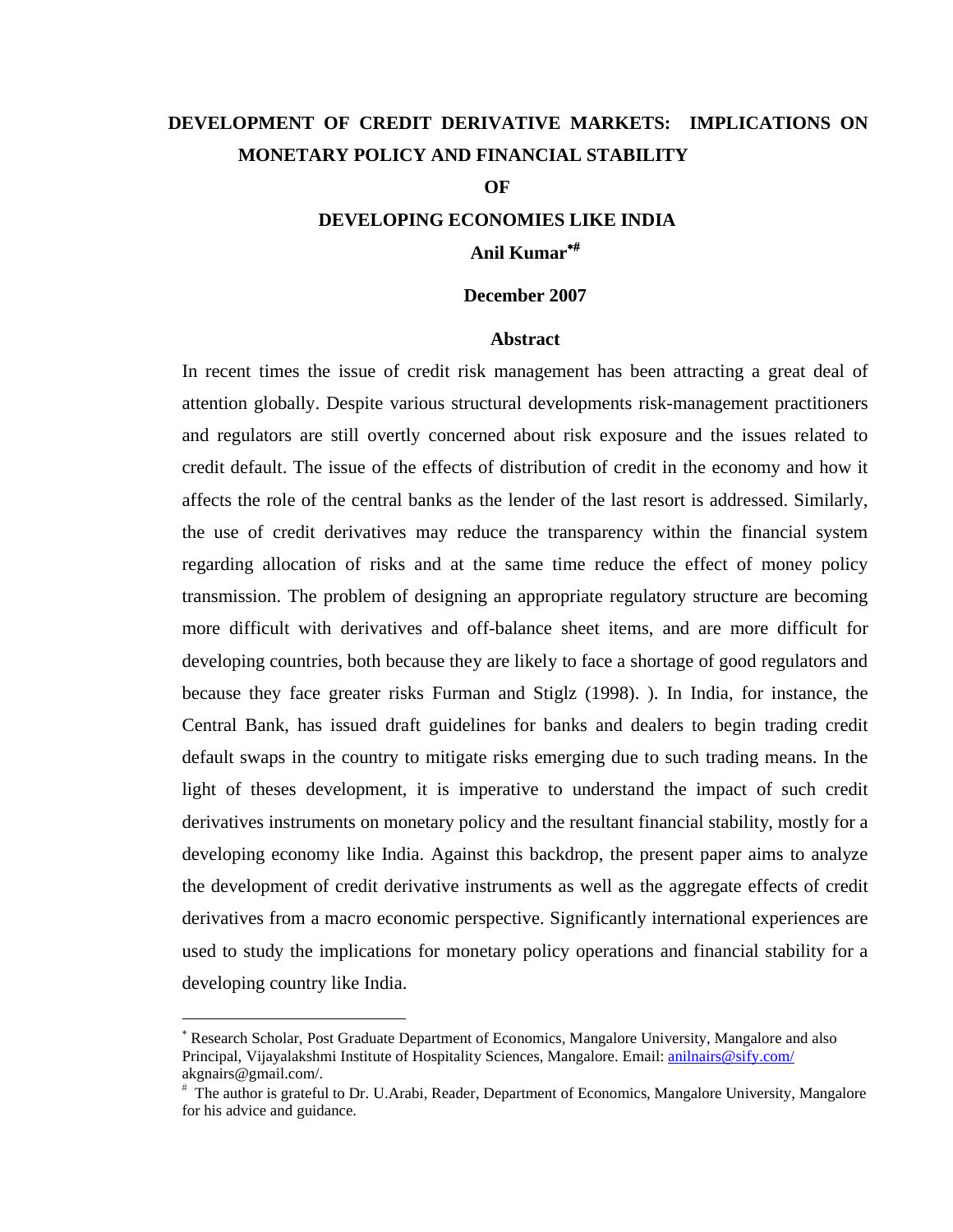# DEVELOPMENT OF CREDIT DERIVATIVE MARKETS: IMPLICATIONS ON MONETARY POLICY AND FINANCIAL STABILITY OF DEVELOPING ECONOMIES LIKE INDIA

**Anil Kumar**[*#]

**December 2007**

## Abstract

In recent times the issue of credit risk management has been attracting a great deal of attention globally. Despite various structural developments risk-management practitioners and regulators are still overtly concerned about risk exposure and the issues related to credit default. The issue of the effects of distribution of credit in the economy and how it affects the role of the central banks as the lender of the last resort is addressed. Similarly, the use of credit derivatives may reduce the transparency within the financial system regarding allocation of risks and at the same time reduce the effect of money policy transmission. The problem of designing an appropriate regulatory structure are becoming more difficult with derivatives and off-balance sheet items, and are more difficult for developing countries, both because they are likely to face a shortage of good regulators and because they face greater risks Furman and Stiglz (1998). ). In India, for instance, the Central Bank, has issued draft guidelines for banks and dealers to begin trading credit default swaps in the country to mitigate risks emerging due to such trading means. In the light of theses development, it is imperative to understand the impact of such credit derivatives instruments on monetary policy and the resultant financial stability, mostly for a developing economy like India. Against this backdrop, the present paper aims to analyze the development of credit derivative instruments as well as the aggregate effects of credit derivatives from a macro economic perspective. Significantly international experiences are used to study the implications for monetary policy operations and financial stability for a developing country like India.

---

[*] Research Scholar, Post Graduate Department of Economics, Mangalore University, Mangalore and also Principal, Vijayalakshmi Institute of Hospitality Sciences, Mangalore. Email: anilnairs@sify.com/ akgnairs@gmail.com/.

[#] The author is grateful to Dr. U.Arabi, Reader, Department of Economics, Mangalore University, Mangalore for his advice and guidance.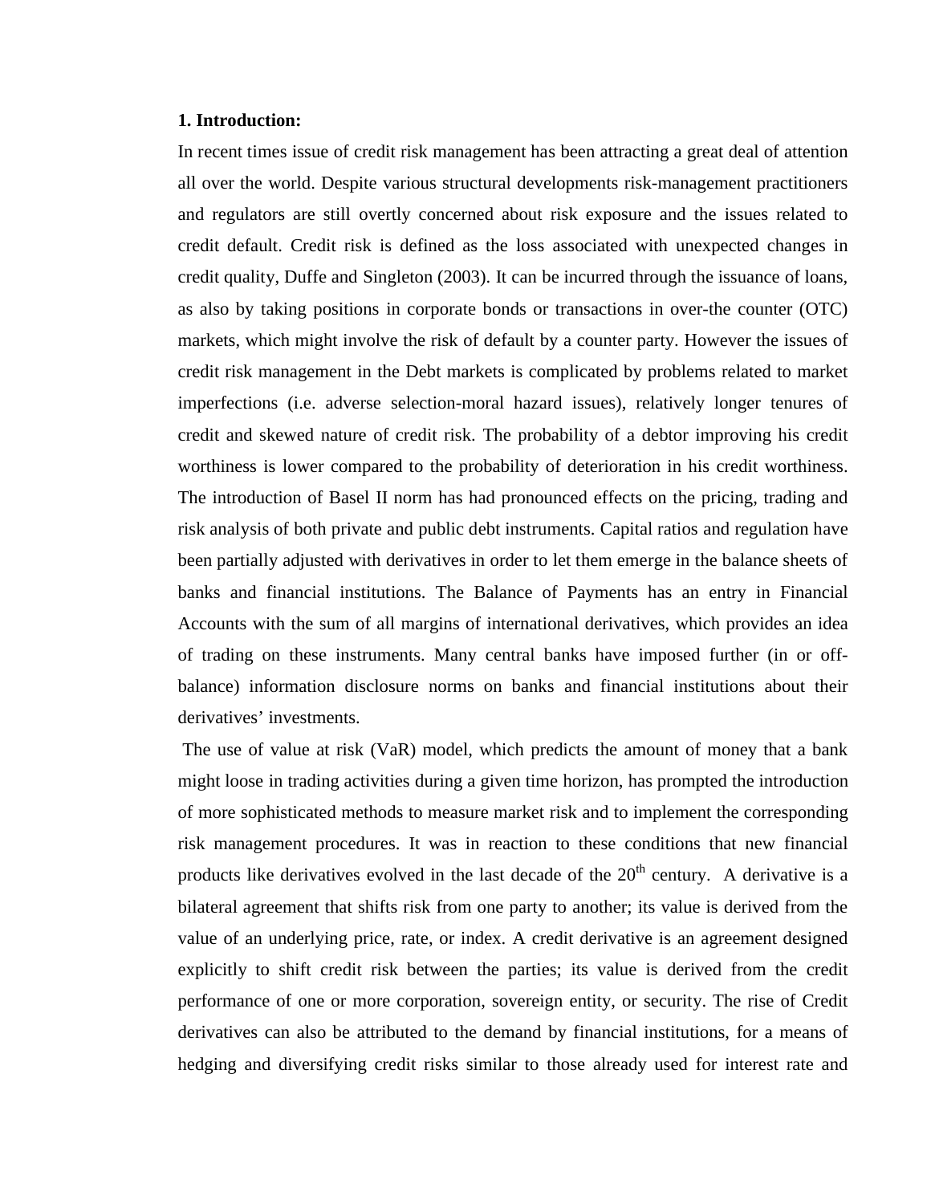## 1. Introduction:

In recent times issue of credit risk management has been attracting a great deal of attention all over the world. Despite various structural developments risk-management practitioners and regulators are still overtly concerned about risk exposure and the issues related to credit default. Credit risk is defined as the loss associated with unexpected changes in credit quality, Duffe and Singleton (2003). It can be incurred through the issuance of loans, as also by taking positions in corporate bonds or transactions in over-the counter (OTC) markets, which might involve the risk of default by a counter party. However the issues of credit risk management in the Debt markets is complicated by problems related to market imperfections (i.e. adverse selection-moral hazard issues), relatively longer tenures of credit and skewed nature of credit risk. The probability of a debtor improving his credit worthiness is lower compared to the probability of deterioration in his credit worthiness. The introduction of Basel II norm has had pronounced effects on the pricing, trading and risk analysis of both private and public debt instruments. Capital ratios and regulation have been partially adjusted with derivatives in order to let them emerge in the balance sheets of banks and financial institutions. The Balance of Payments has an entry in Financial Accounts with the sum of all margins of international derivatives, which provides an idea of trading on these instruments. Many central banks have imposed further (in or off-balance) information disclosure norms on banks and financial institutions about their derivatives' investments.

The use of value at risk (VaR) model, which predicts the amount of money that a bank might loose in trading activities during a given time horizon, has prompted the introduction of more sophisticated methods to measure market risk and to implement the corresponding risk management procedures. It was in reaction to these conditions that new financial products like derivatives evolved in the last decade of the 20th century. A derivative is a bilateral agreement that shifts risk from one party to another; its value is derived from the value of an underlying price, rate, or index. A credit derivative is an agreement designed explicitly to shift credit risk between the parties; its value is derived from the credit performance of one or more corporation, sovereign entity, or security. The rise of Credit derivatives can also be attributed to the demand by financial institutions, for a means of hedging and diversifying credit risks similar to those already used for interest rate and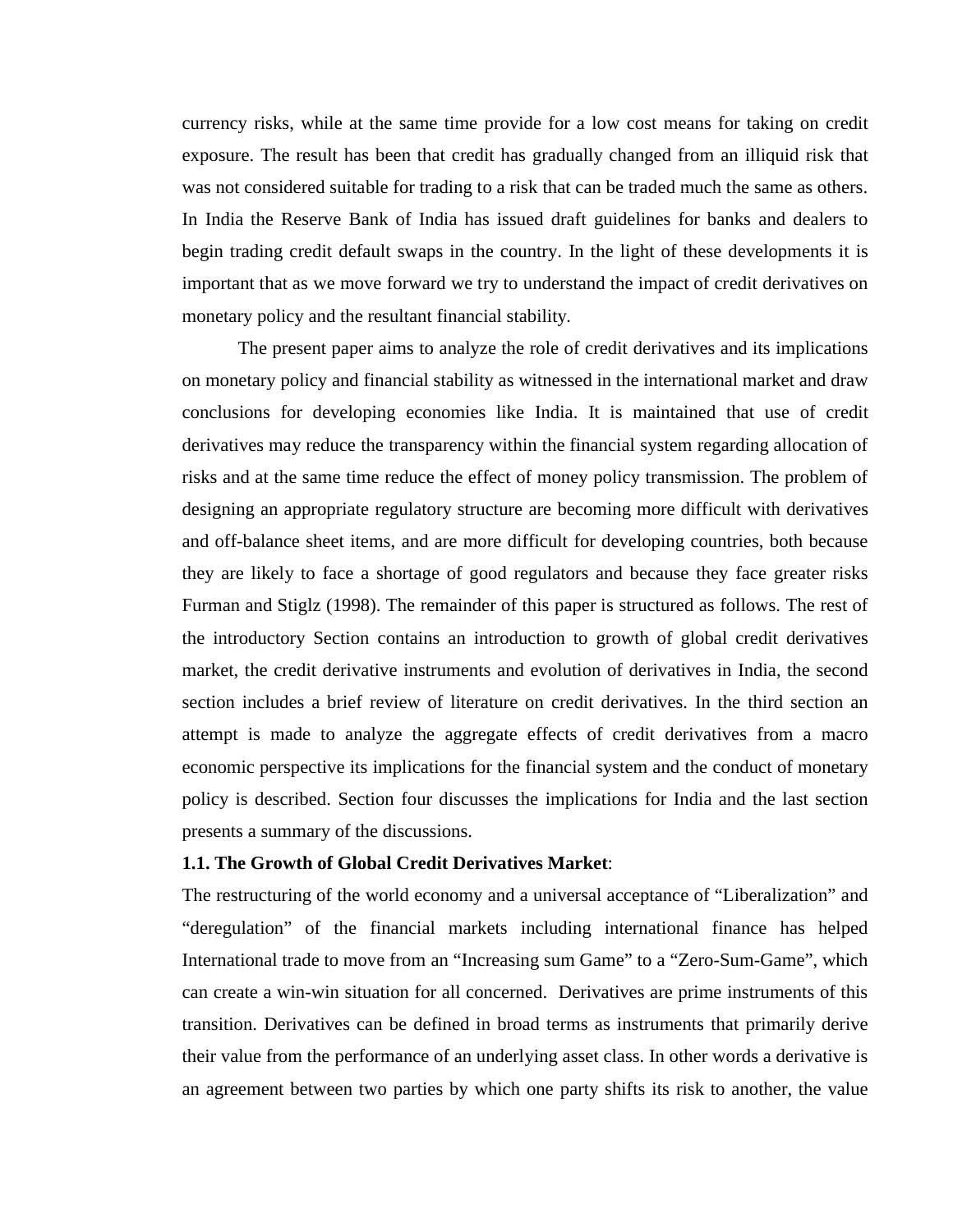currency risks, while at the same time provide for a low cost means for taking on credit exposure. The result has been that credit has gradually changed from an illiquid risk that was not considered suitable for trading to a risk that can be traded much the same as others. In India the Reserve Bank of India has issued draft guidelines for banks and dealers to begin trading credit default swaps in the country. In the light of these developments it is important that as we move forward we try to understand the impact of credit derivatives on monetary policy and the resultant financial stability.

The present paper aims to analyze the role of credit derivatives and its implications on monetary policy and financial stability as witnessed in the international market and draw conclusions for developing economies like India. It is maintained that use of credit derivatives may reduce the transparency within the financial system regarding allocation of risks and at the same time reduce the effect of money policy transmission. The problem of designing an appropriate regulatory structure are becoming more difficult with derivatives and off-balance sheet items, and are more difficult for developing countries, both because they are likely to face a shortage of good regulators and because they face greater risks Furman and Stiglz (1998). The remainder of this paper is structured as follows. The rest of the introductory Section contains an introduction to growth of global credit derivatives market, the credit derivative instruments and evolution of derivatives in India, the second section includes a brief review of literature on credit derivatives. In the third section an attempt is made to analyze the aggregate effects of credit derivatives from a macro economic perspective its implications for the financial system and the conduct of monetary policy is described. Section four discusses the implications for India and the last section presents a summary of the discussions.

**1.1. The Growth of Global Credit Derivatives Market**:

The restructuring of the world economy and a universal acceptance of "Liberalization" and "deregulation" of the financial markets including international finance has helped International trade to move from an "Increasing sum Game" to a "Zero-Sum-Game", which can create a win-win situation for all concerned. Derivatives are prime instruments of this transition. Derivatives can be defined in broad terms as instruments that primarily derive their value from the performance of an underlying asset class. In other words a derivative is an agreement between two parties by which one party shifts its risk to another, the value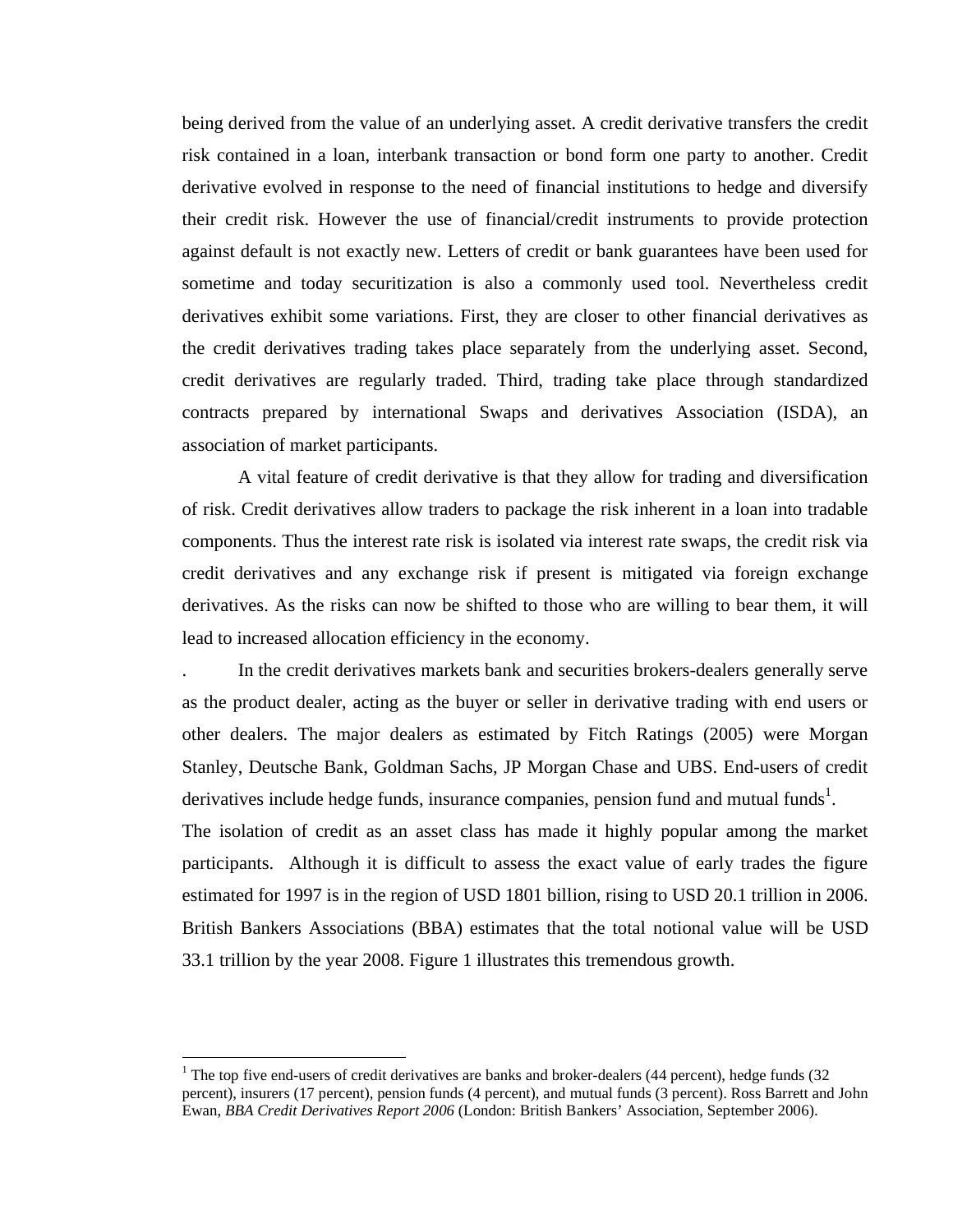being derived from the value of an underlying asset. A credit derivative transfers the credit risk contained in a loan, interbank transaction or bond form one party to another. Credit derivative evolved in response to the need of financial institutions to hedge and diversify their credit risk. However the use of financial/credit instruments to provide protection against default is not exactly new. Letters of credit or bank guarantees have been used for sometime and today securitization is also a commonly used tool. Nevertheless credit derivatives exhibit some variations. First, they are closer to other financial derivatives as the credit derivatives trading takes place separately from the underlying asset. Second, credit derivatives are regularly traded. Third, trading take place through standardized contracts prepared by international Swaps and derivatives Association (ISDA), an association of market participants.

A vital feature of credit derivative is that they allow for trading and diversification of risk. Credit derivatives allow traders to package the risk inherent in a loan into tradable components. Thus the interest rate risk is isolated via interest rate swaps, the credit risk via credit derivatives and any exchange risk if present is mitigated via foreign exchange derivatives. As the risks can now be shifted to those who are willing to bear them, it will lead to increased allocation efficiency in the economy.

. In the credit derivatives markets bank and securities brokers-dealers generally serve as the product dealer, acting as the buyer or seller in derivative trading with end users or other dealers. The major dealers as estimated by Fitch Ratings (2005) were Morgan Stanley, Deutsche Bank, Goldman Sachs, JP Morgan Chase and UBS. End-users of credit derivatives include hedge funds, insurance companies, pension fund and mutual funds[1].

The isolation of credit as an asset class has made it highly popular among the market participants. Although it is difficult to assess the exact value of early trades the figure estimated for 1997 is in the region of USD 1801 billion, rising to USD 20.1 trillion in 2006. British Bankers Associations (BBA) estimates that the total notional value will be USD 33.1 trillion by the year 2008. Figure 1 illustrates this tremendous growth.

---

[1] The top five end-users of credit derivatives are banks and broker-dealers (44 percent), hedge funds (32 percent), insurers (17 percent), pension funds (4 percent), and mutual funds (3 percent). Ross Barrett and John Ewan, *BBA Credit Derivatives Report 2006* (London: British Bankers' Association, September 2006).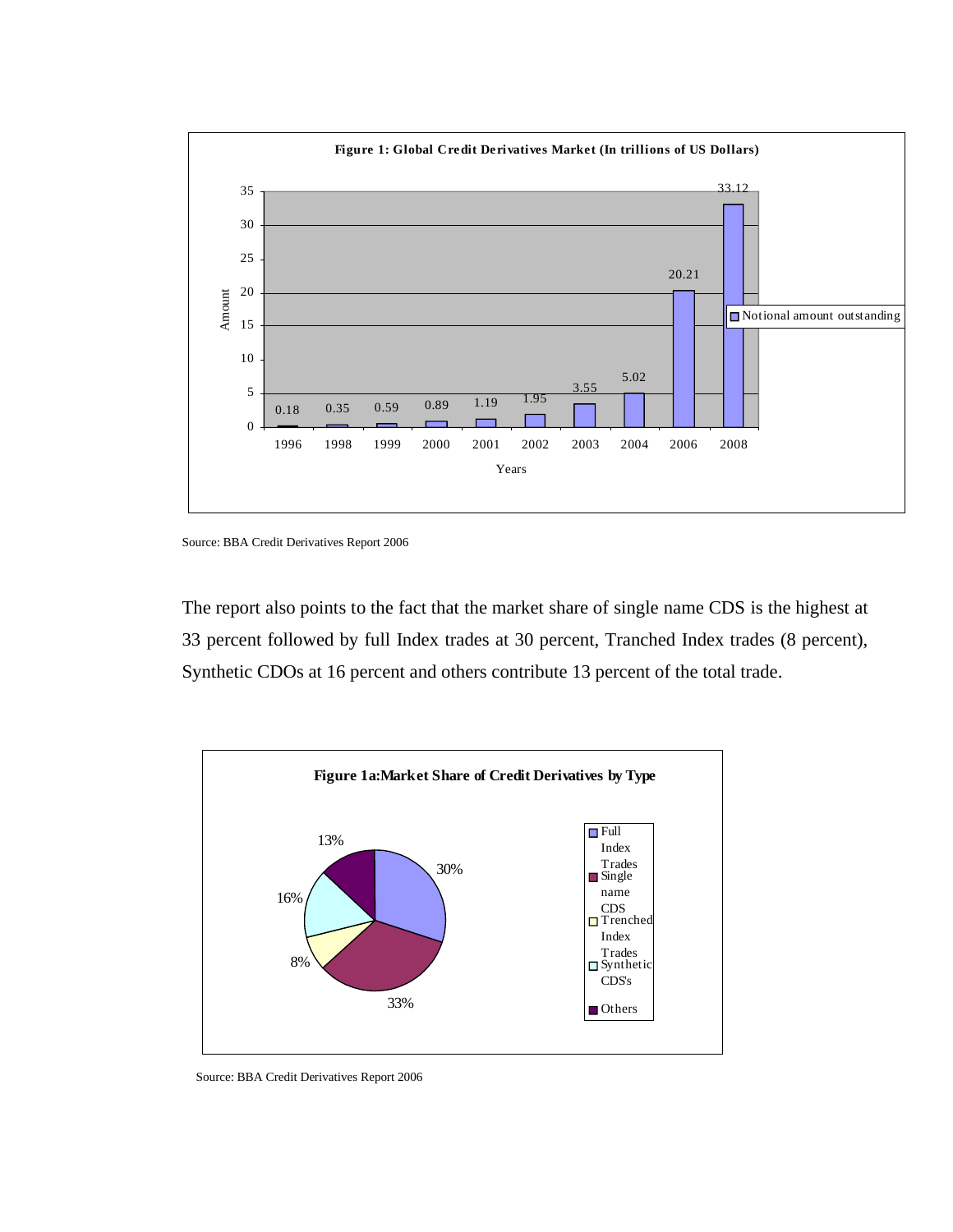**Figure 1: Global Credit Derivatives Market (In trillions of US Dollars)**

| Years | Notional amount outstanding |
|---|---|
| 1996 | 0.18 |
| 1998 | 0.35 |
| 1999 | 0.59 |
| 2000 | 0.89 |
| 2001 | 1.19 |
| 2002 | 1.95 |
| 2003 | 3.55 |
| 2004 | 5.02 |
| 2006 | 20.21 |
| 2008 | 33.12 |

Source: BBA Credit Derivatives Report 2006

The report also points to the fact that the market share of single name CDS is the highest at 33 percent followed by full Index trades at 30 percent, Tranched Index trades (8 percent), Synthetic CDOs at 16 percent and others contribute 13 percent of the total trade.

**Figure 1a:Market Share of Credit Derivatives by Type**

| Type | Share |
|---|---|
| Full Index Trades | 30% |
| Single name CDS | 33% |
| Trenched Index Trades | 8% |
| Synthetic CDS's | 16% |
| Others | 13% |

Source: BBA Credit Derivatives Report 2006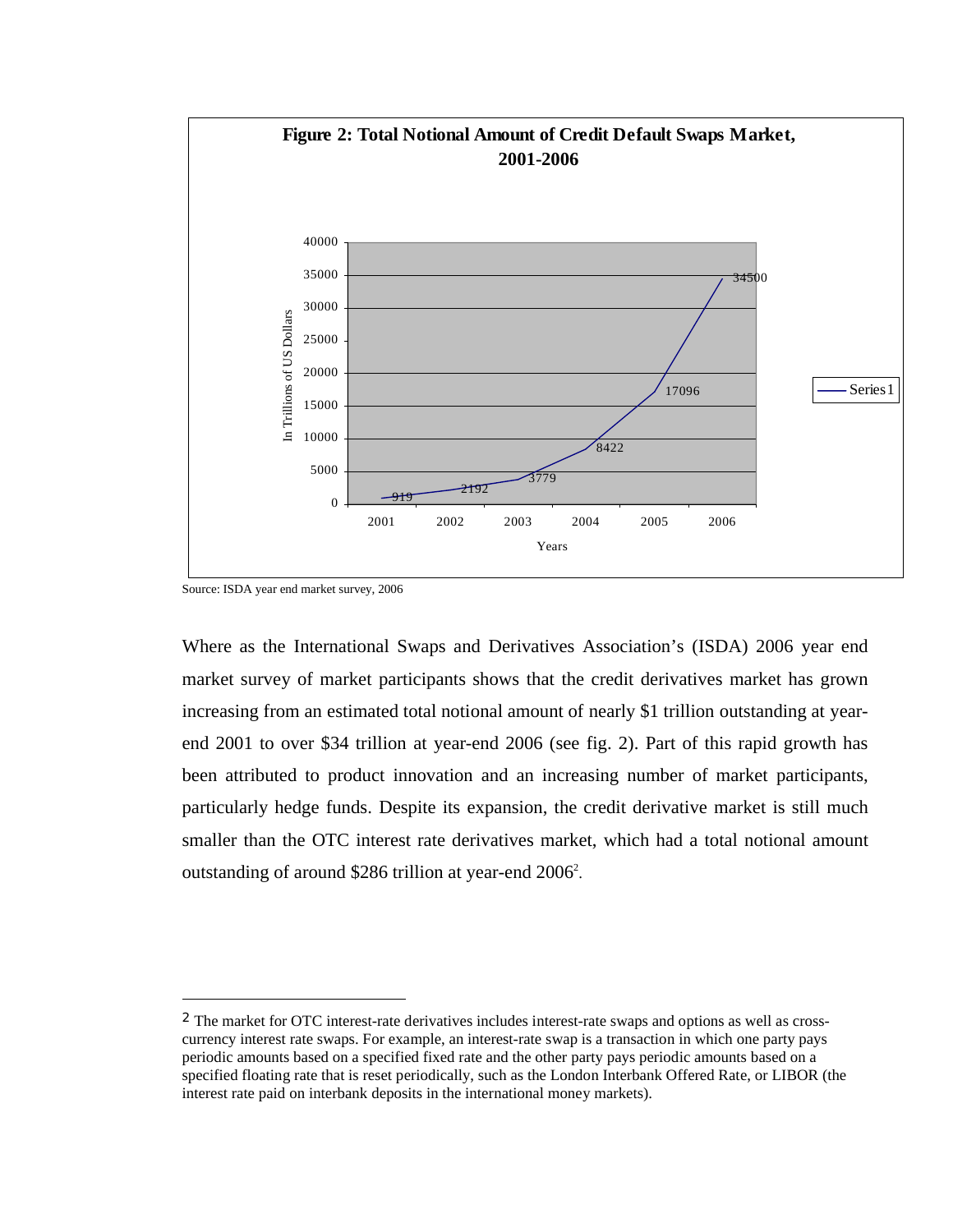**Figure 2: Total Notional Amount of Credit Default Swaps Market, 2001-2006**

| Years | In Trillions of US Dollars |
|---|---|
| 2001 | 919 |
| 2002 | 2192 |
| 2003 | 3779 |
| 2004 | 8422 |
| 2005 | 17096 |
| 2006 | 34500 |

Source: ISDA year end market survey, 2006

Where as the International Swaps and Derivatives Association's (ISDA) 2006 year end market survey of market participants shows that the credit derivatives market has grown increasing from an estimated total notional amount of nearly $1 trillion outstanding at year-end 2001 to over $34 trillion at year-end 2006 (see fig. 2). Part of this rapid growth has been attributed to product innovation and an increasing number of market participants, particularly hedge funds. Despite its expansion, the credit derivative market is still much smaller than the OTC interest rate derivatives market, which had a total notional amount outstanding of around $286 trillion at year-end 2006[2].

---

[2] The market for OTC interest-rate derivatives includes interest-rate swaps and options as well as cross-currency interest rate swaps. For example, an interest-rate swap is a transaction in which one party pays periodic amounts based on a specified fixed rate and the other party pays periodic amounts based on a specified floating rate that is reset periodically, such as the London Interbank Offered Rate, or LIBOR (the interest rate paid on interbank deposits in the international money markets).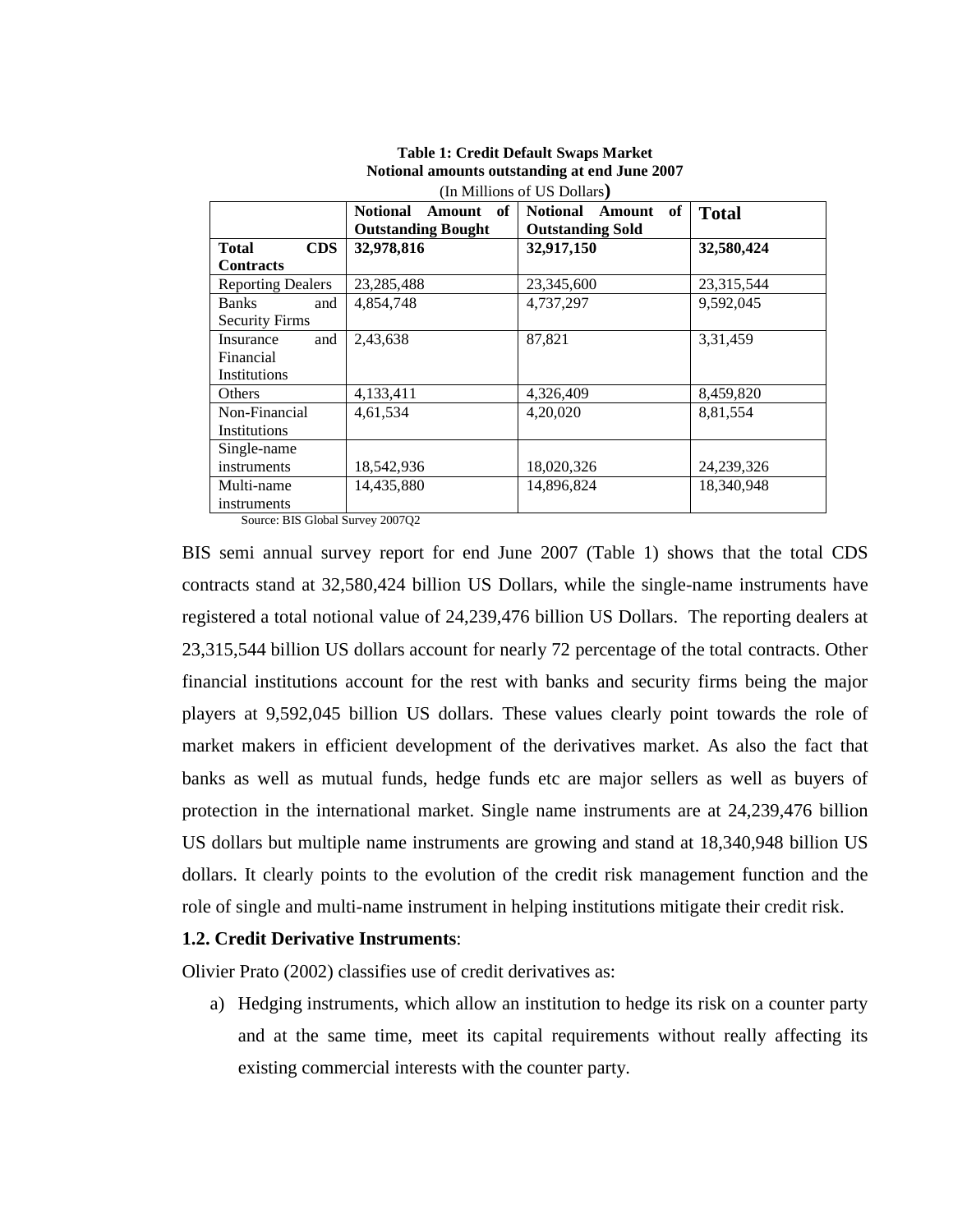**Table 1: Credit Default Swaps Market**
**Notional amounts outstanding at end June 2007**
(In Millions of US Dollars)

| | **Notional Amount of Outstanding Bought** | **Notional Amount of Outstanding Sold** | **Total** |
|---|---|---|---|
| **Total CDS Contracts** | **32,978,816** | **32,917,150** | **32,580,424** |
| Reporting Dealers | 23,285,488 | 23,345,600 | 23,315,544 |
| Banks and Security Firms | 4,854,748 | 4,737,297 | 9,592,045 |
| Insurance and Financial Institutions | 2,43,638 | 87,821 | 3,31,459 |
| Others | 4,133,411 | 4,326,409 | 8,459,820 |
| Non-Financial Institutions | 4,61,534 | 4,20,020 | 8,81,554 |
| Single-name instruments | 18,542,936 | 18,020,326 | 24,239,326 |
| Multi-name instruments | 14,435,880 | 14,896,824 | 18,340,948 |

Source: BIS Global Survey 2007Q2

BIS semi annual survey report for end June 2007 (Table 1) shows that the total CDS contracts stand at 32,580,424 billion US Dollars, while the single-name instruments have registered a total notional value of 24,239,476 billion US Dollars. The reporting dealers at 23,315,544 billion US dollars account for nearly 72 percentage of the total contracts. Other financial institutions account for the rest with banks and security firms being the major players at 9,592,045 billion US dollars. These values clearly point towards the role of market makers in efficient development of the derivatives market. As also the fact that banks as well as mutual funds, hedge funds etc are major sellers as well as buyers of protection in the international market. Single name instruments are at 24,239,476 billion US dollars but multiple name instruments are growing and stand at 18,340,948 billion US dollars. It clearly points to the evolution of the credit risk management function and the role of single and multi-name instrument in helping institutions mitigate their credit risk.

### 1.2. Credit Derivative Instruments:

Olivier Prato (2002) classifies use of credit derivatives as:

a) Hedging instruments, which allow an institution to hedge its risk on a counter party and at the same time, meet its capital requirements without really affecting its existing commercial interests with the counter party.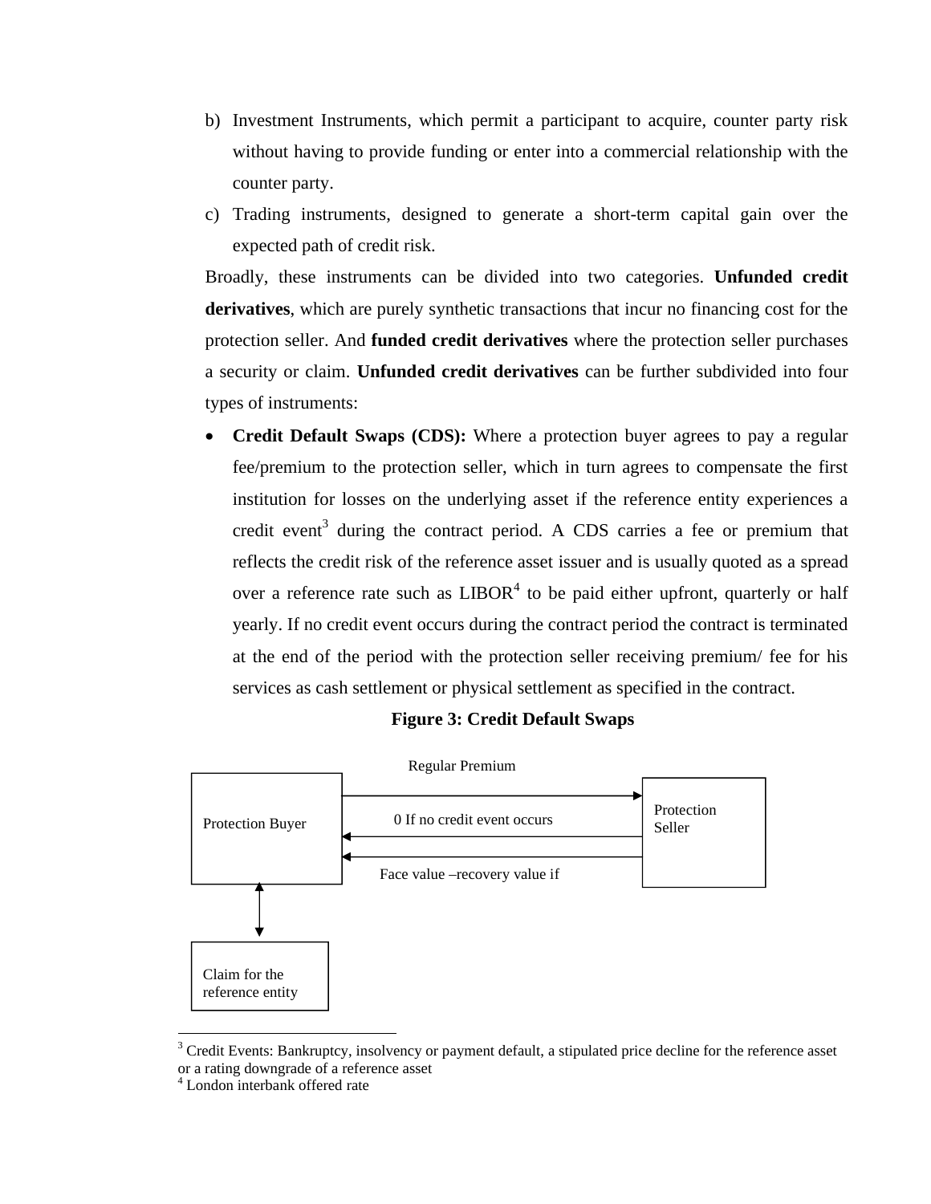b) Investment Instruments, which permit a participant to acquire, counter party risk without having to provide funding or enter into a commercial relationship with the counter party.

c) Trading instruments, designed to generate a short-term capital gain over the expected path of credit risk.

Broadly, these instruments can be divided into two categories. **Unfunded credit derivatives**, which are purely synthetic transactions that incur no financing cost for the protection seller. And **funded credit derivatives** where the protection seller purchases a security or claim. **Unfunded credit derivatives** can be further subdivided into four types of instruments:

- **Credit Default Swaps (CDS):** Where a protection buyer agrees to pay a regular fee/premium to the protection seller, which in turn agrees to compensate the first institution for losses on the underlying asset if the reference entity experiences a credit event[3] during the contract period. A CDS carries a fee or premium that reflects the credit risk of the reference asset issuer and is usually quoted as a spread over a reference rate such as LIBOR[4] to be paid either upfront, quarterly or half yearly. If no credit event occurs during the contract period the contract is terminated at the end of the period with the protection seller receiving premium/ fee for his services as cash settlement or physical settlement as specified in the contract.

**Figure 3: Credit Default Swaps**

Protection Buyer — Regular Premium → Protection Seller

Protection Seller → Protection Buyer: 0 If no credit event occurs

Protection Seller → Protection Buyer: Face value –recovery value if

Protection Buyer ↔ Claim for the reference entity

---

[3] Credit Events: Bankruptcy, insolvency or payment default, a stipulated price decline for the reference asset or a rating downgrade of a reference asset

[4] London interbank offered rate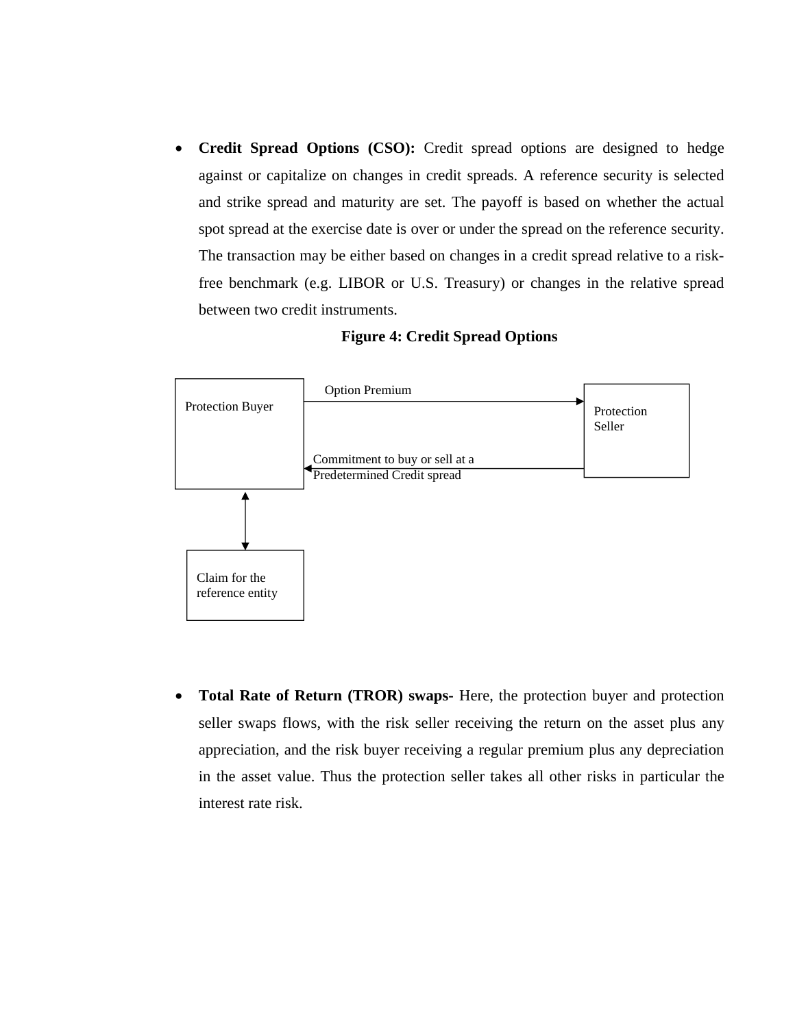- **Credit Spread Options (CSO):** Credit spread options are designed to hedge against or capitalize on changes in credit spreads. A reference security is selected and strike spread and maturity are set. The payoff is based on whether the actual spot spread at the exercise date is over or under the spread on the reference security. The transaction may be either based on changes in a credit spread relative to a risk-free benchmark (e.g. LIBOR or U.S. Treasury) or changes in the relative spread between two credit instruments.

**Figure 4: Credit Spread Options**

Protection Buyer — Option Premium → Protection Seller

Protection Seller — Commitment to buy or sell at a Predetermined Credit spread → Protection Buyer

Protection Buyer ↔ Claim for the reference entity

- **Total Rate of Return (TROR) swaps-** Here, the protection buyer and protection seller swaps flows, with the risk seller receiving the return on the asset plus any appreciation, and the risk buyer receiving a regular premium plus any depreciation in the asset value. Thus the protection seller takes all other risks in particular the interest rate risk.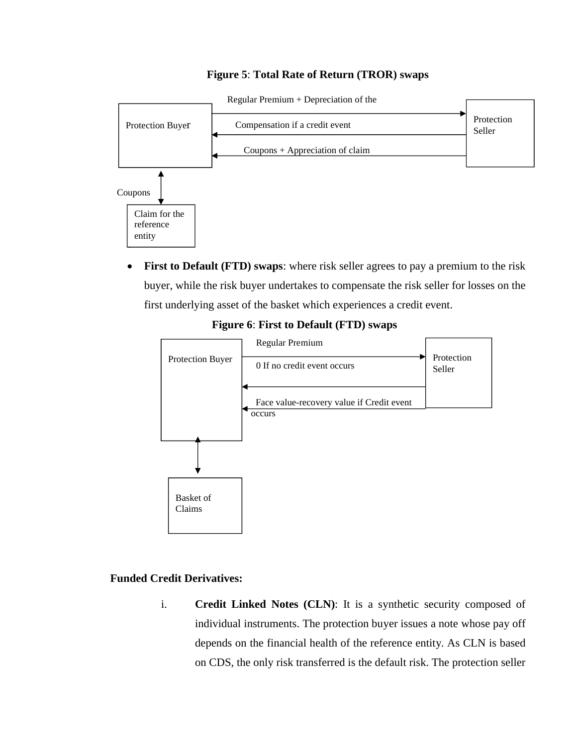**Figure 5**: **Total Rate of Return (TROR) swaps**

Protection Buyer

Regular Premium + Depreciation of the

Compensation if a credit event

Coupons + Appreciation of claim

Protection Seller

Coupons

Claim for the reference entity

- **First to Default (FTD) swaps**: where risk seller agrees to pay a premium to the risk buyer, while the risk buyer undertakes to compensate the risk seller for losses on the first underlying asset of the basket which experiences a credit event.

**Figure 6**: **First to Default (FTD) swaps**

Protection Buyer

Regular Premium

0 If no credit event occurs

Face value-recovery value if Credit event occurs

Protection Seller

Basket of Claims

**Funded Credit Derivatives:**

i. **Credit Linked Notes (CLN)**: It is a synthetic security composed of individual instruments. The protection buyer issues a note whose pay off depends on the financial health of the reference entity. As CLN is based on CDS, the only risk transferred is the default risk. The protection seller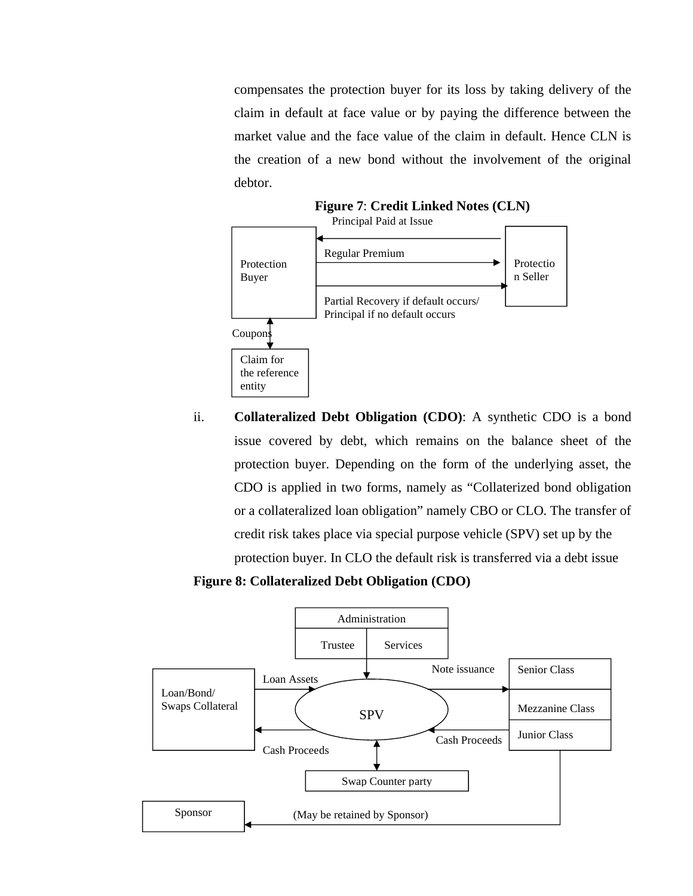compensates the protection buyer for its loss by taking delivery of the claim in default at face value or by paying the difference between the market value and the face value of the claim in default. Hence CLN is the creation of a new bond without the involvement of the original debtor.

**Figure 7**: **Credit Linked Notes (CLN)**

Principal Paid at Issue

Protection Buyer

Regular Premium

Protection Seller

Partial Recovery if default occurs/ Principal if no default occurs

Coupons

Claim for the reference entity

ii. **Collateralized Debt Obligation (CDO)**: A synthetic CDO is a bond issue covered by debt, which remains on the balance sheet of the protection buyer. Depending on the form of the underlying asset, the CDO is applied in two forms, namely as "Collaterized bond obligation or a collateralized loan obligation" namely CBO or CLO. The transfer of credit risk takes place via special purpose vehicle (SPV) set up by the protection buyer. In CLO the default risk is transferred via a debt issue

**Figure 8: Collateralized Debt Obligation (CDO)**

Administration

Trustee | Services

Loan/Bond/ Swaps Collateral

Loan Assets

Cash Proceeds

SPV

Note issuance

Cash Proceeds

Senior Class

Mezzanine Class

Junior Class

Swap Counter party

Sponsor

(May be retained by Sponsor)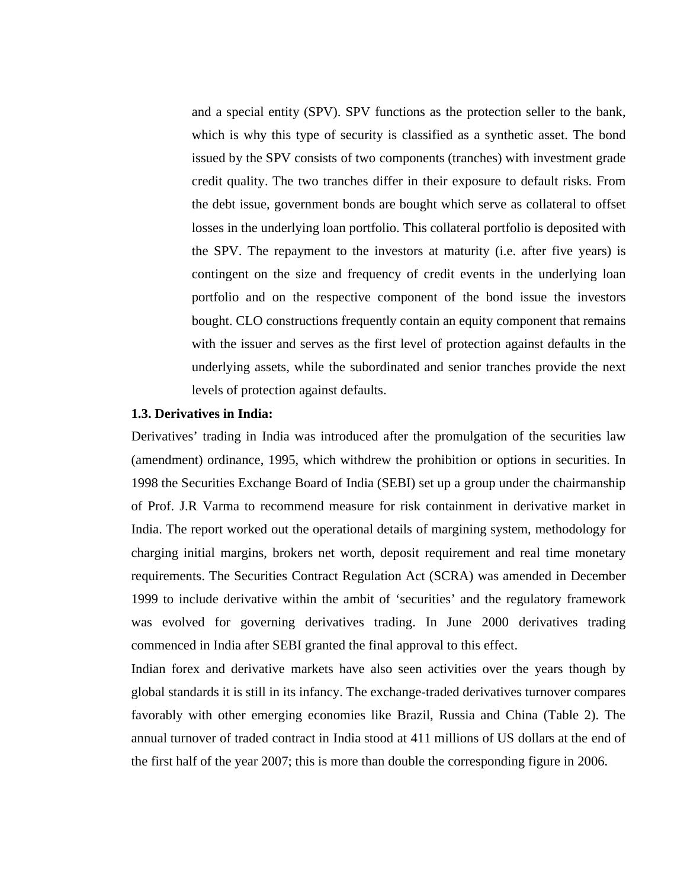and a special entity (SPV). SPV functions as the protection seller to the bank, which is why this type of security is classified as a synthetic asset. The bond issued by the SPV consists of two components (tranches) with investment grade credit quality. The two tranches differ in their exposure to default risks. From the debt issue, government bonds are bought which serve as collateral to offset losses in the underlying loan portfolio. This collateral portfolio is deposited with the SPV. The repayment to the investors at maturity (i.e. after five years) is contingent on the size and frequency of credit events in the underlying loan portfolio and on the respective component of the bond issue the investors bought. CLO constructions frequently contain an equity component that remains with the issuer and serves as the first level of protection against defaults in the underlying assets, while the subordinated and senior tranches provide the next levels of protection against defaults.

**1.3. Derivatives in India:**

Derivatives' trading in India was introduced after the promulgation of the securities law (amendment) ordinance, 1995, which withdrew the prohibition or options in securities. In 1998 the Securities Exchange Board of India (SEBI) set up a group under the chairmanship of Prof. J.R Varma to recommend measure for risk containment in derivative market in India. The report worked out the operational details of margining system, methodology for charging initial margins, brokers net worth, deposit requirement and real time monetary requirements. The Securities Contract Regulation Act (SCRA) was amended in December 1999 to include derivative within the ambit of 'securities' and the regulatory framework was evolved for governing derivatives trading. In June 2000 derivatives trading commenced in India after SEBI granted the final approval to this effect.

Indian forex and derivative markets have also seen activities over the years though by global standards it is still in its infancy. The exchange-traded derivatives turnover compares favorably with other emerging economies like Brazil, Russia and China (Table 2). The annual turnover of traded contract in India stood at 411 millions of US dollars at the end of the first half of the year 2007; this is more than double the corresponding figure in 2006.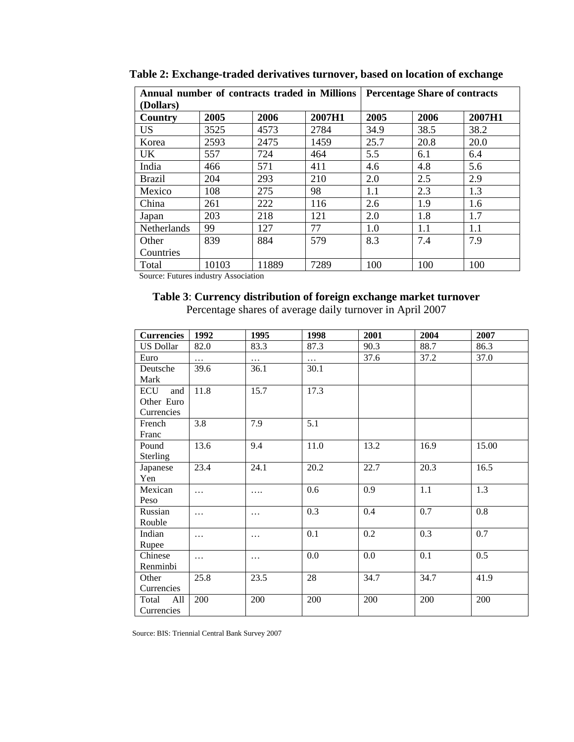**Table 2: Exchange-traded derivatives turnover, based on location of exchange**

| Annual number of contracts traded in Millions (Dollars) | | | | Percentage Share of contracts | | |
|---|---|---|---|---|---|---|
| **Country** | **2005** | **2006** | **2007H1** | **2005** | **2006** | **2007H1** |
| US | 3525 | 4573 | 2784 | 34.9 | 38.5 | 38.2 |
| Korea | 2593 | 2475 | 1459 | 25.7 | 20.8 | 20.0 |
| UK | 557 | 724 | 464 | 5.5 | 6.1 | 6.4 |
| India | 466 | 571 | 411 | 4.6 | 4.8 | 5.6 |
| Brazil | 204 | 293 | 210 | 2.0 | 2.5 | 2.9 |
| Mexico | 108 | 275 | 98 | 1.1 | 2.3 | 1.3 |
| China | 261 | 222 | 116 | 2.6 | 1.9 | 1.6 |
| Japan | 203 | 218 | 121 | 2.0 | 1.8 | 1.7 |
| Netherlands | 99 | 127 | 77 | 1.0 | 1.1 | 1.1 |
| Other Countries | 839 | 884 | 579 | 8.3 | 7.4 | 7.9 |
| Total | 10103 | 11889 | 7289 | 100 | 100 | 100 |

Source: Futures industry Association

**Table 3**: **Currency distribution of foreign exchange market turnover**

Percentage shares of average daily turnover in April 2007

| **Currencies** | **1992** | **1995** | **1998** | **2001** | **2004** | **2007** |
|---|---|---|---|---|---|---|
| US Dollar | 82.0 | 83.3 | 87.3 | 90.3 | 88.7 | 86.3 |
| Euro | … | … | … | 37.6 | 37.2 | 37.0 |
| Deutsche Mark | 39.6 | 36.1 | 30.1 | | | |
| ECU and Other Euro Currencies | 11.8 | 15.7 | 17.3 | | | |
| French Franc | 3.8 | 7.9 | 5.1 | | | |
| Pound Sterling | 13.6 | 9.4 | 11.0 | 13.2 | 16.9 | 15.00 |
| Japanese Yen | 23.4 | 24.1 | 20.2 | 22.7 | 20.3 | 16.5 |
| Mexican Peso | … | …. | 0.6 | 0.9 | 1.1 | 1.3 |
| Russian Rouble | … | … | 0.3 | 0.4 | 0.7 | 0.8 |
| Indian Rupee | … | … | 0.1 | 0.2 | 0.3 | 0.7 |
| Chinese Renminbi | … | … | 0.0 | 0.0 | 0.1 | 0.5 |
| Other Currencies | 25.8 | 23.5 | 28 | 34.7 | 34.7 | 41.9 |
| Total All Currencies | 200 | 200 | 200 | 200 | 200 | 200 |

Source: BIS: Triennial Central Bank Survey 2007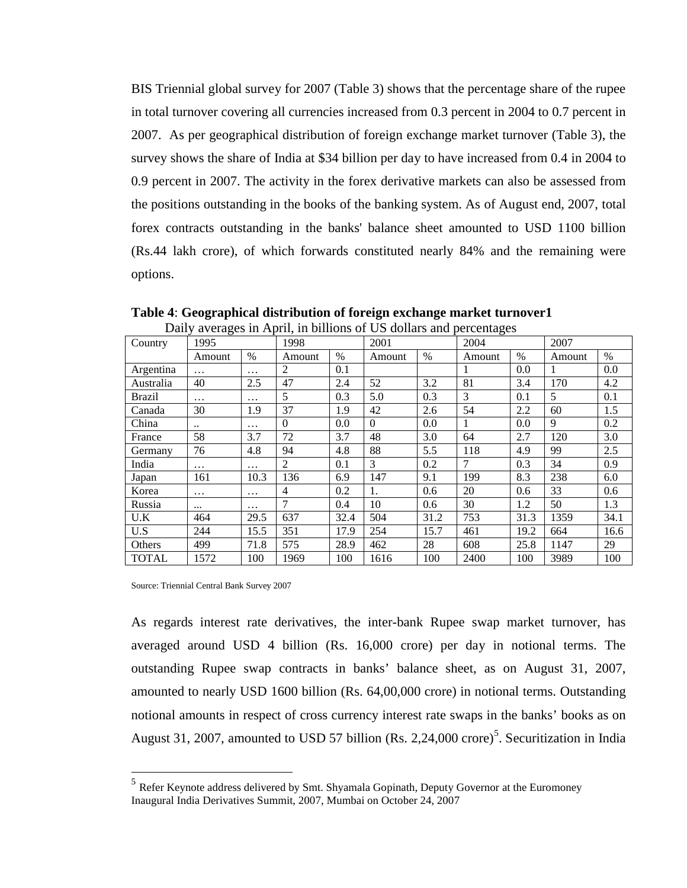BIS Triennial global survey for 2007 (Table 3) shows that the percentage share of the rupee in total turnover covering all currencies increased from 0.3 percent in 2004 to 0.7 percent in 2007. As per geographical distribution of foreign exchange market turnover (Table 3), the survey shows the share of India at $34 billion per day to have increased from 0.4 in 2004 to 0.9 percent in 2007. The activity in the forex derivative markets can also be assessed from the positions outstanding in the books of the banking system. As of August end, 2007, total forex contracts outstanding in the banks' balance sheet amounted to USD 1100 billion (Rs.44 lakh crore), of which forwards constituted nearly 84% and the remaining were options.

**Table 4**: **Geographical distribution of foreign exchange market turnover1**

Daily averages in April, in billions of US dollars and percentages

| Country | 1995 | | 1998 | | 2001 | | 2004 | | 2007 | |
|---|---|---|---|---|---|---|---|---|---|---|
| | Amount | % | Amount | % | Amount | % | Amount | % | Amount | % |
| Argentina | … | … | 2 | 0.1 | | | 1 | 0.0 | 1 | 0.0 |
| Australia | 40 | 2.5 | 47 | 2.4 | 52 | 3.2 | 81 | 3.4 | 170 | 4.2 |
| Brazil | … | … | 5 | 0.3 | 5.0 | 0.3 | 3 | 0.1 | 5 | 0.1 |
| Canada | 30 | 1.9 | 37 | 1.9 | 42 | 2.6 | 54 | 2.2 | 60 | 1.5 |
| China | .. | … | 0 | 0.0 | 0 | 0.0 | 1 | 0.0 | 9 | 0.2 |
| France | 58 | 3.7 | 72 | 3.7 | 48 | 3.0 | 64 | 2.7 | 120 | 3.0 |
| Germany | 76 | 4.8 | 94 | 4.8 | 88 | 5.5 | 118 | 4.9 | 99 | 2.5 |
| India | … | … | 2 | 0.1 | 3 | 0.2 | 7 | 0.3 | 34 | 0.9 |
| Japan | 161 | 10.3 | 136 | 6.9 | 147 | 9.1 | 199 | 8.3 | 238 | 6.0 |
| Korea | … | … | 4 | 0.2 | 1. | 0.6 | 20 | 0.6 | 33 | 0.6 |
| Russia | ... | … | 7 | 0.4 | 10 | 0.6 | 30 | 1.2 | 50 | 1.3 |
| U.K | 464 | 29.5 | 637 | 32.4 | 504 | 31.2 | 753 | 31.3 | 1359 | 34.1 |
| U.S | 244 | 15.5 | 351 | 17.9 | 254 | 15.7 | 461 | 19.2 | 664 | 16.6 |
| Others | 499 | 71.8 | 575 | 28.9 | 462 | 28 | 608 | 25.8 | 1147 | 29 |
| TOTAL | 1572 | 100 | 1969 | 100 | 1616 | 100 | 2400 | 100 | 3989 | 100 |

Source: Triennial Central Bank Survey 2007

As regards interest rate derivatives, the inter-bank Rupee swap market turnover, has averaged around USD 4 billion (Rs. 16,000 crore) per day in notional terms. The outstanding Rupee swap contracts in banks' balance sheet, as on August 31, 2007, amounted to nearly USD 1600 billion (Rs. 64,00,000 crore) in notional terms. Outstanding notional amounts in respect of cross currency interest rate swaps in the banks' books as on August 31, 2007, amounted to USD 57 billion (Rs. 2,24,000 crore)[5]. Securitization in India

[5] Refer Keynote address delivered by Smt. Shyamala Gopinath, Deputy Governor at the Euromoney Inaugural India Derivatives Summit, 2007, Mumbai on October 24, 2007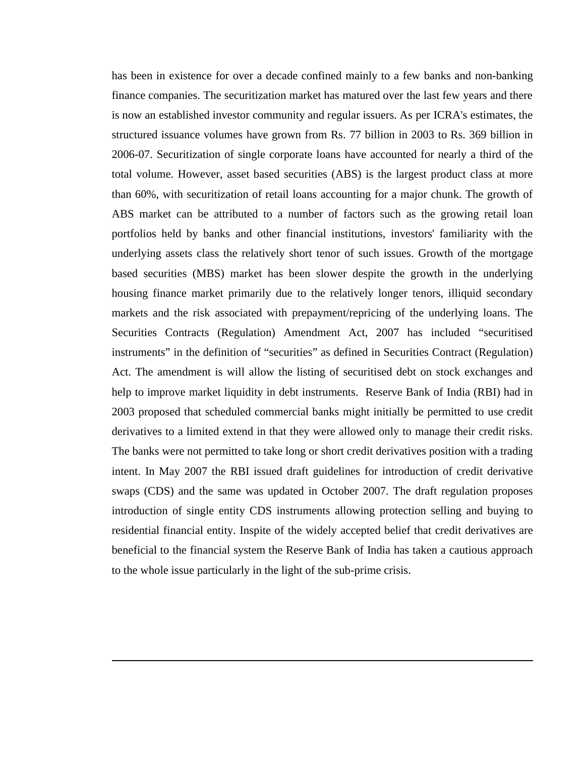has been in existence for over a decade confined mainly to a few banks and non-banking finance companies. The securitization market has matured over the last few years and there is now an established investor community and regular issuers. As per ICRA's estimates, the structured issuance volumes have grown from Rs. 77 billion in 2003 to Rs. 369 billion in 2006-07. Securitization of single corporate loans have accounted for nearly a third of the total volume. However, asset based securities (ABS) is the largest product class at more than 60%, with securitization of retail loans accounting for a major chunk. The growth of ABS market can be attributed to a number of factors such as the growing retail loan portfolios held by banks and other financial institutions, investors' familiarity with the underlying assets class the relatively short tenor of such issues. Growth of the mortgage based securities (MBS) market has been slower despite the growth in the underlying housing finance market primarily due to the relatively longer tenors, illiquid secondary markets and the risk associated with prepayment/repricing of the underlying loans. The Securities Contracts (Regulation) Amendment Act, 2007 has included "securitised instruments" in the definition of "securities" as defined in Securities Contract (Regulation) Act. The amendment is will allow the listing of securitised debt on stock exchanges and help to improve market liquidity in debt instruments. Reserve Bank of India (RBI) had in 2003 proposed that scheduled commercial banks might initially be permitted to use credit derivatives to a limited extend in that they were allowed only to manage their credit risks. The banks were not permitted to take long or short credit derivatives position with a trading intent. In May 2007 the RBI issued draft guidelines for introduction of credit derivative swaps (CDS) and the same was updated in October 2007. The draft regulation proposes introduction of single entity CDS instruments allowing protection selling and buying to residential financial entity. Inspite of the widely accepted belief that credit derivatives are beneficial to the financial system the Reserve Bank of India has taken a cautious approach to the whole issue particularly in the light of the sub-prime crisis.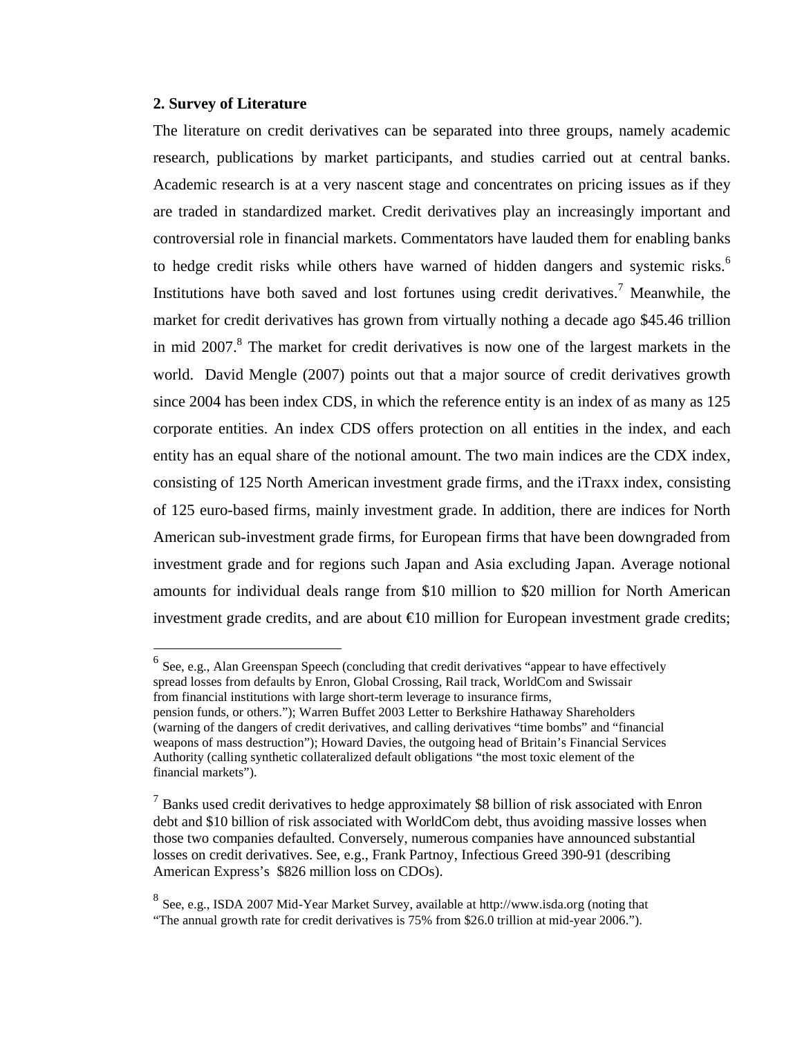## 2. Survey of Literature

The literature on credit derivatives can be separated into three groups, namely academic research, publications by market participants, and studies carried out at central banks. Academic research is at a very nascent stage and concentrates on pricing issues as if they are traded in standardized market. Credit derivatives play an increasingly important and controversial role in financial markets. Commentators have lauded them for enabling banks to hedge credit risks while others have warned of hidden dangers and systemic risks.[6] Institutions have both saved and lost fortunes using credit derivatives.[7] Meanwhile, the market for credit derivatives has grown from virtually nothing a decade ago $45.46 trillion in mid 2007.[8] The market for credit derivatives is now one of the largest markets in the world. David Mengle (2007) points out that a major source of credit derivatives growth since 2004 has been index CDS, in which the reference entity is an index of as many as 125 corporate entities. An index CDS offers protection on all entities in the index, and each entity has an equal share of the notional amount. The two main indices are the CDX index, consisting of 125 North American investment grade firms, and the iTraxx index, consisting of 125 euro-based firms, mainly investment grade. In addition, there are indices for North American sub-investment grade firms, for European firms that have been downgraded from investment grade and for regions such Japan and Asia excluding Japan. Average notional amounts for individual deals range from $10 million to $20 million for North American investment grade credits, and are about €10 million for European investment grade credits;

---

[6] See, e.g., Alan Greenspan Speech (concluding that credit derivatives "appear to have effectively spread losses from defaults by Enron, Global Crossing, Rail track, WorldCom and Swissair from financial institutions with large short-term leverage to insurance firms, pension funds, or others."); Warren Buffet 2003 Letter to Berkshire Hathaway Shareholders (warning of the dangers of credit derivatives, and calling derivatives "time bombs" and "financial weapons of mass destruction"); Howard Davies, the outgoing head of Britain's Financial Services Authority (calling synthetic collateralized default obligations "the most toxic element of the financial markets").

[7] Banks used credit derivatives to hedge approximately $8 billion of risk associated with Enron debt and $10 billion of risk associated with WorldCom debt, thus avoiding massive losses when those two companies defaulted. Conversely, numerous companies have announced substantial losses on credit derivatives. See, e.g., Frank Partnoy, Infectious Greed 390-91 (describing American Express's $826 million loss on CDOs).

[8] See, e.g., ISDA 2007 Mid-Year Market Survey, available at http://www.isda.org (noting that "The annual growth rate for credit derivatives is 75% from $26.0 trillion at mid-year 2006.").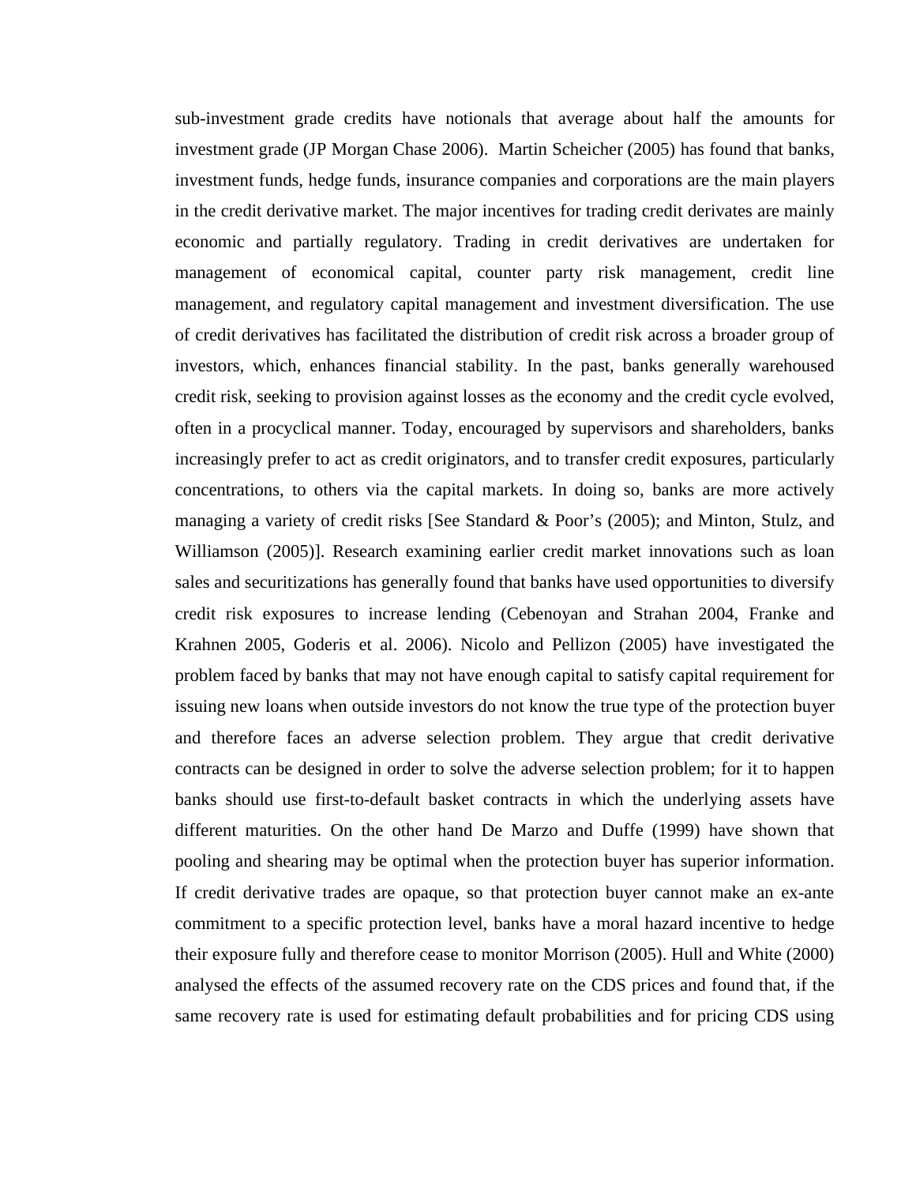sub-investment grade credits have notionals that average about half the amounts for investment grade (JP Morgan Chase 2006). Martin Scheicher (2005) has found that banks, investment funds, hedge funds, insurance companies and corporations are the main players in the credit derivative market. The major incentives for trading credit derivates are mainly economic and partially regulatory. Trading in credit derivatives are undertaken for management of economical capital, counter party risk management, credit line management, and regulatory capital management and investment diversification. The use of credit derivatives has facilitated the distribution of credit risk across a broader group of investors, which, enhances financial stability. In the past, banks generally warehoused credit risk, seeking to provision against losses as the economy and the credit cycle evolved, often in a procyclical manner. Today, encouraged by supervisors and shareholders, banks increasingly prefer to act as credit originators, and to transfer credit exposures, particularly concentrations, to others via the capital markets. In doing so, banks are more actively managing a variety of credit risks [See Standard & Poor's (2005); and Minton, Stulz, and Williamson (2005)]. Research examining earlier credit market innovations such as loan sales and securitizations has generally found that banks have used opportunities to diversify credit risk exposures to increase lending (Cebenoyan and Strahan 2004, Franke and Krahnen 2005, Goderis et al. 2006). Nicolo and Pellizon (2005) have investigated the problem faced by banks that may not have enough capital to satisfy capital requirement for issuing new loans when outside investors do not know the true type of the protection buyer and therefore faces an adverse selection problem. They argue that credit derivative contracts can be designed in order to solve the adverse selection problem; for it to happen banks should use first-to-default basket contracts in which the underlying assets have different maturities. On the other hand De Marzo and Duffe (1999) have shown that pooling and shearing may be optimal when the protection buyer has superior information. If credit derivative trades are opaque, so that protection buyer cannot make an ex-ante commitment to a specific protection level, banks have a moral hazard incentive to hedge their exposure fully and therefore cease to monitor Morrison (2005). Hull and White (2000) analysed the effects of the assumed recovery rate on the CDS prices and found that, if the same recovery rate is used for estimating default probabilities and for pricing CDS using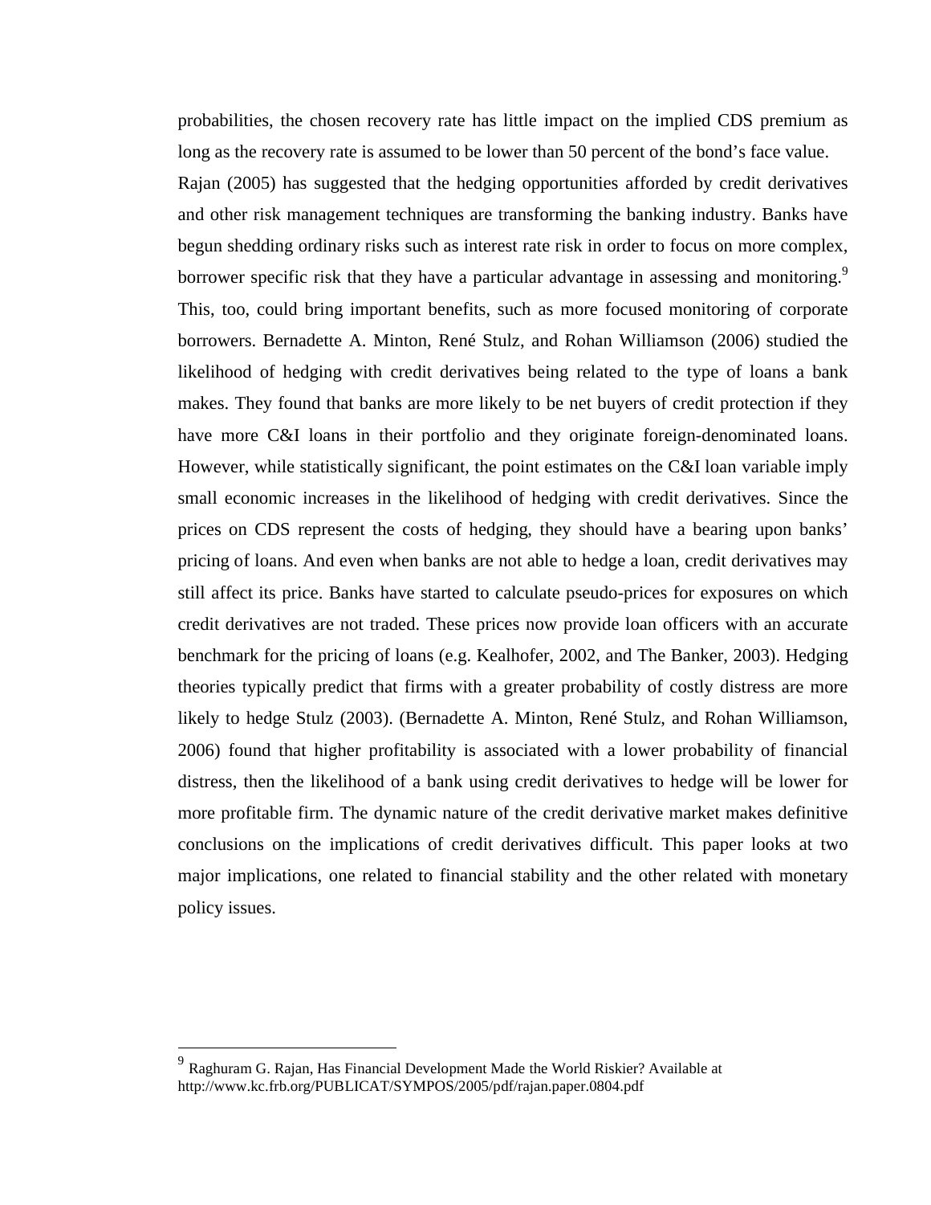probabilities, the chosen recovery rate has little impact on the implied CDS premium as long as the recovery rate is assumed to be lower than 50 percent of the bond's face value.

Rajan (2005) has suggested that the hedging opportunities afforded by credit derivatives and other risk management techniques are transforming the banking industry. Banks have begun shedding ordinary risks such as interest rate risk in order to focus on more complex, borrower specific risk that they have a particular advantage in assessing and monitoring.[9] This, too, could bring important benefits, such as more focused monitoring of corporate borrowers. Bernadette A. Minton, René Stulz, and Rohan Williamson (2006) studied the likelihood of hedging with credit derivatives being related to the type of loans a bank makes. They found that banks are more likely to be net buyers of credit protection if they have more C&I loans in their portfolio and they originate foreign-denominated loans. However, while statistically significant, the point estimates on the C&I loan variable imply small economic increases in the likelihood of hedging with credit derivatives. Since the prices on CDS represent the costs of hedging, they should have a bearing upon banks' pricing of loans. And even when banks are not able to hedge a loan, credit derivatives may still affect its price. Banks have started to calculate pseudo-prices for exposures on which credit derivatives are not traded. These prices now provide loan officers with an accurate benchmark for the pricing of loans (e.g. Kealhofer, 2002, and The Banker, 2003). Hedging theories typically predict that firms with a greater probability of costly distress are more likely to hedge Stulz (2003). (Bernadette A. Minton, René Stulz, and Rohan Williamson, 2006) found that higher profitability is associated with a lower probability of financial distress, then the likelihood of a bank using credit derivatives to hedge will be lower for more profitable firm. The dynamic nature of the credit derivative market makes definitive conclusions on the implications of credit derivatives difficult. This paper looks at two major implications, one related to financial stability and the other related with monetary policy issues.

---

[9] Raghuram G. Rajan, Has Financial Development Made the World Riskier? Available at http://www.kc.frb.org/PUBLICAT/SYMPOS/2005/pdf/rajan.paper.0804.pdf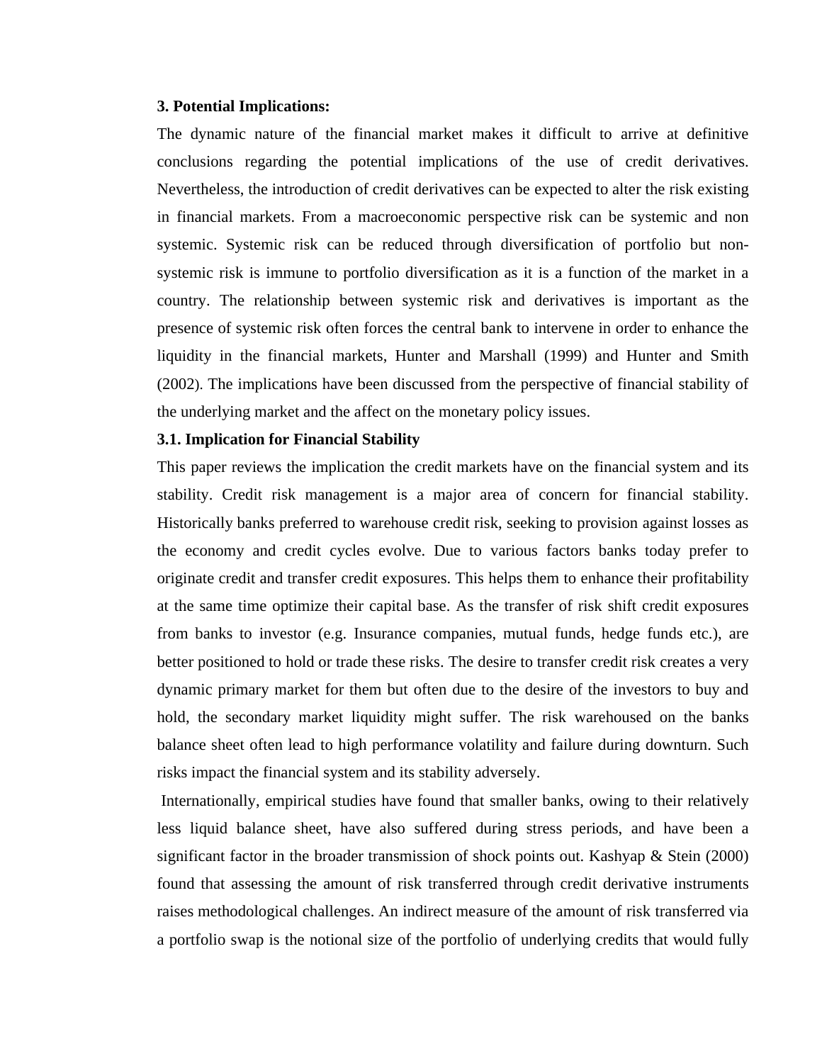**3. Potential Implications:**

The dynamic nature of the financial market makes it difficult to arrive at definitive conclusions regarding the potential implications of the use of credit derivatives. Nevertheless, the introduction of credit derivatives can be expected to alter the risk existing in financial markets. From a macroeconomic perspective risk can be systemic and non systemic. Systemic risk can be reduced through diversification of portfolio but non-systemic risk is immune to portfolio diversification as it is a function of the market in a country. The relationship between systemic risk and derivatives is important as the presence of systemic risk often forces the central bank to intervene in order to enhance the liquidity in the financial markets, Hunter and Marshall (1999) and Hunter and Smith (2002). The implications have been discussed from the perspective of financial stability of the underlying market and the affect on the monetary policy issues.

**3.1. Implication for Financial Stability**

This paper reviews the implication the credit markets have on the financial system and its stability. Credit risk management is a major area of concern for financial stability. Historically banks preferred to warehouse credit risk, seeking to provision against losses as the economy and credit cycles evolve. Due to various factors banks today prefer to originate credit and transfer credit exposures. This helps them to enhance their profitability at the same time optimize their capital base. As the transfer of risk shift credit exposures from banks to investor (e.g. Insurance companies, mutual funds, hedge funds etc.), are better positioned to hold or trade these risks. The desire to transfer credit risk creates a very dynamic primary market for them but often due to the desire of the investors to buy and hold, the secondary market liquidity might suffer. The risk warehoused on the banks balance sheet often lead to high performance volatility and failure during downturn. Such risks impact the financial system and its stability adversely.

Internationally, empirical studies have found that smaller banks, owing to their relatively less liquid balance sheet, have also suffered during stress periods, and have been a significant factor in the broader transmission of shock points out. Kashyap & Stein (2000) found that assessing the amount of risk transferred through credit derivative instruments raises methodological challenges. An indirect measure of the amount of risk transferred via a portfolio swap is the notional size of the portfolio of underlying credits that would fully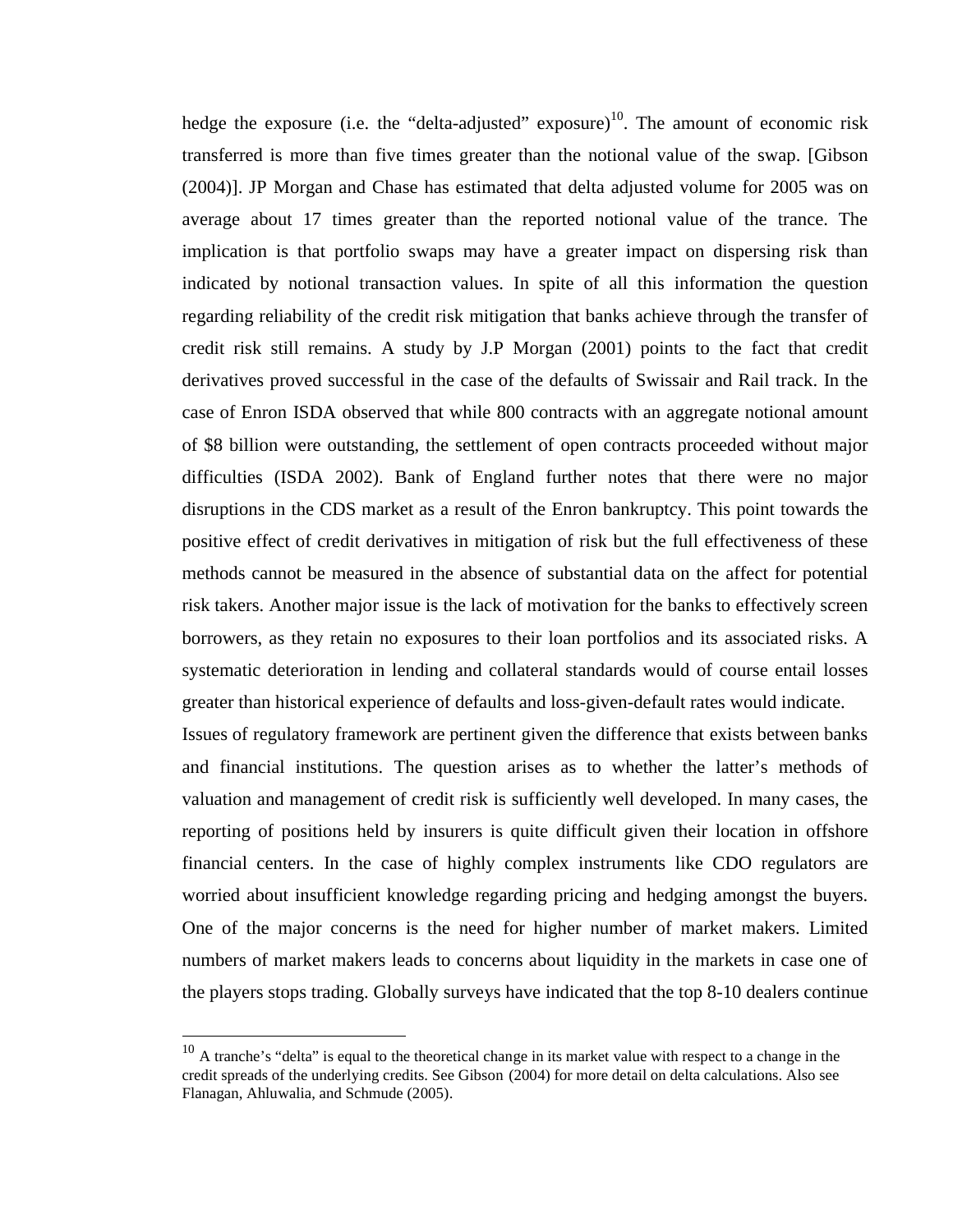hedge the exposure (i.e. the "delta-adjusted" exposure)[10]. The amount of economic risk transferred is more than five times greater than the notional value of the swap. [Gibson (2004)]. JP Morgan and Chase has estimated that delta adjusted volume for 2005 was on average about 17 times greater than the reported notional value of the trance. The implication is that portfolio swaps may have a greater impact on dispersing risk than indicated by notional transaction values. In spite of all this information the question regarding reliability of the credit risk mitigation that banks achieve through the transfer of credit risk still remains. A study by J.P Morgan (2001) points to the fact that credit derivatives proved successful in the case of the defaults of Swissair and Rail track. In the case of Enron ISDA observed that while 800 contracts with an aggregate notional amount of $8 billion were outstanding, the settlement of open contracts proceeded without major difficulties (ISDA 2002). Bank of England further notes that there were no major disruptions in the CDS market as a result of the Enron bankruptcy. This point towards the positive effect of credit derivatives in mitigation of risk but the full effectiveness of these methods cannot be measured in the absence of substantial data on the affect for potential risk takers. Another major issue is the lack of motivation for the banks to effectively screen borrowers, as they retain no exposures to their loan portfolios and its associated risks. A systematic deterioration in lending and collateral standards would of course entail losses greater than historical experience of defaults and loss-given-default rates would indicate.

Issues of regulatory framework are pertinent given the difference that exists between banks and financial institutions. The question arises as to whether the latter's methods of valuation and management of credit risk is sufficiently well developed. In many cases, the reporting of positions held by insurers is quite difficult given their location in offshore financial centers. In the case of highly complex instruments like CDO regulators are worried about insufficient knowledge regarding pricing and hedging amongst the buyers. One of the major concerns is the need for higher number of market makers. Limited numbers of market makers leads to concerns about liquidity in the markets in case one of the players stops trading. Globally surveys have indicated that the top 8-10 dealers continue

---

[10] A tranche's "delta" is equal to the theoretical change in its market value with respect to a change in the credit spreads of the underlying credits. See Gibson (2004) for more detail on delta calculations. Also see Flanagan, Ahluwalia, and Schmude (2005).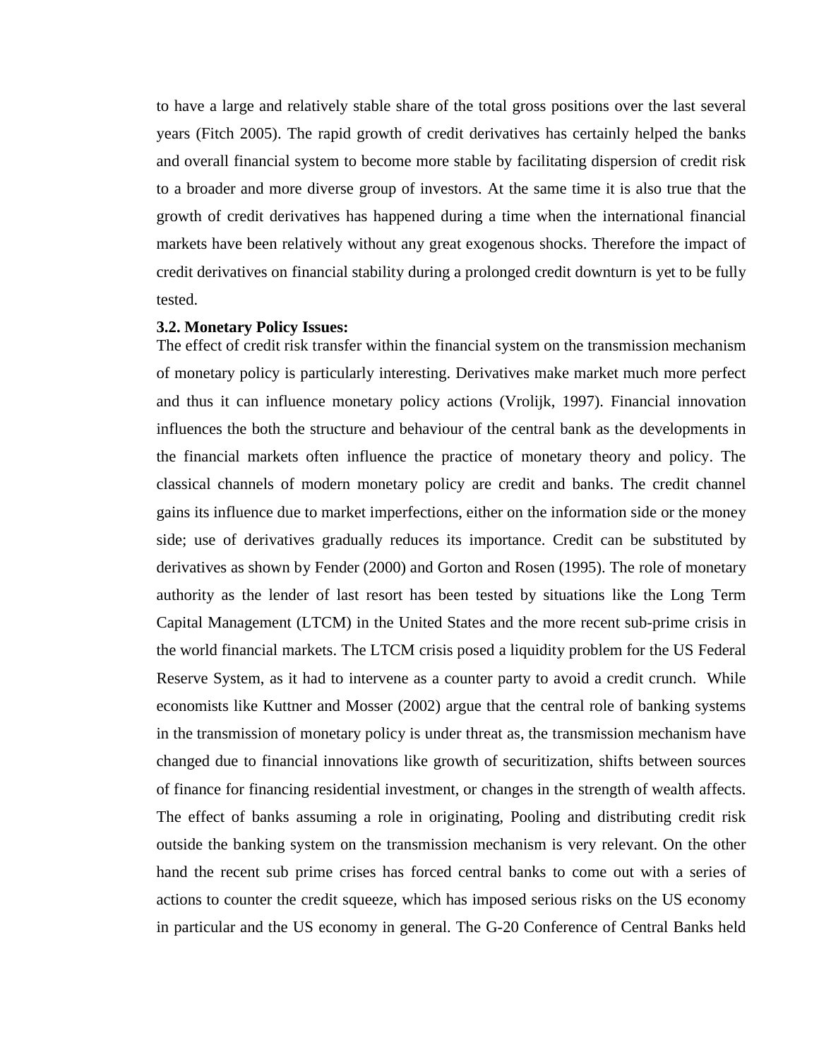to have a large and relatively stable share of the total gross positions over the last several years (Fitch 2005). The rapid growth of credit derivatives has certainly helped the banks and overall financial system to become more stable by facilitating dispersion of credit risk to a broader and more diverse group of investors. At the same time it is also true that the growth of credit derivatives has happened during a time when the international financial markets have been relatively without any great exogenous shocks. Therefore the impact of credit derivatives on financial stability during a prolonged credit downturn is yet to be fully tested.

**3.2. Monetary Policy Issues:**

The effect of credit risk transfer within the financial system on the transmission mechanism of monetary policy is particularly interesting. Derivatives make market much more perfect and thus it can influence monetary policy actions (Vrolijk, 1997). Financial innovation influences the both the structure and behaviour of the central bank as the developments in the financial markets often influence the practice of monetary theory and policy. The classical channels of modern monetary policy are credit and banks. The credit channel gains its influence due to market imperfections, either on the information side or the money side; use of derivatives gradually reduces its importance. Credit can be substituted by derivatives as shown by Fender (2000) and Gorton and Rosen (1995). The role of monetary authority as the lender of last resort has been tested by situations like the Long Term Capital Management (LTCM) in the United States and the more recent sub-prime crisis in the world financial markets. The LTCM crisis posed a liquidity problem for the US Federal Reserve System, as it had to intervene as a counter party to avoid a credit crunch. While economists like Kuttner and Mosser (2002) argue that the central role of banking systems in the transmission of monetary policy is under threat as, the transmission mechanism have changed due to financial innovations like growth of securitization, shifts between sources of finance for financing residential investment, or changes in the strength of wealth affects. The effect of banks assuming a role in originating, Pooling and distributing credit risk outside the banking system on the transmission mechanism is very relevant. On the other hand the recent sub prime crises has forced central banks to come out with a series of actions to counter the credit squeeze, which has imposed serious risks on the US economy in particular and the US economy in general. The G-20 Conference of Central Banks held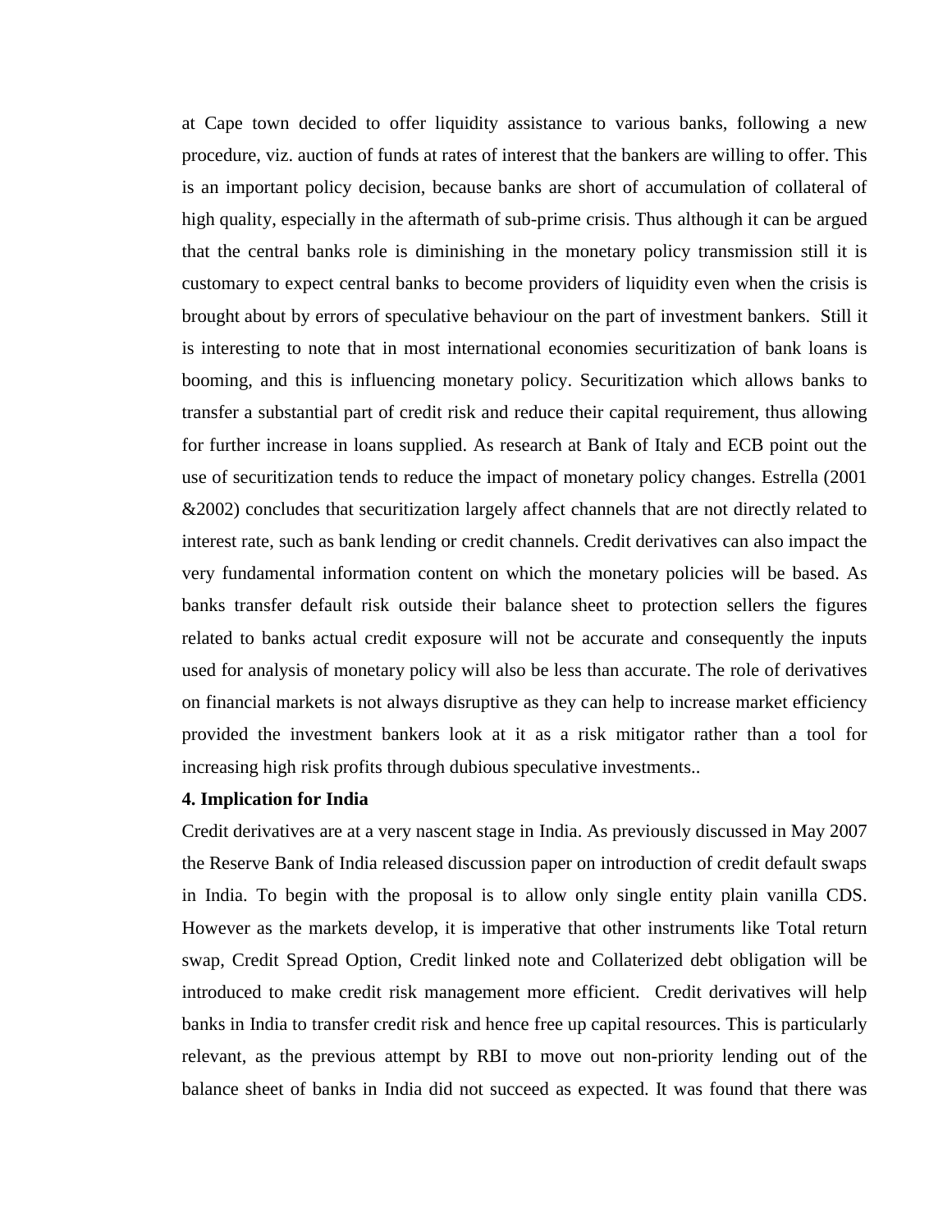at Cape town decided to offer liquidity assistance to various banks, following a new procedure, viz. auction of funds at rates of interest that the bankers are willing to offer. This is an important policy decision, because banks are short of accumulation of collateral of high quality, especially in the aftermath of sub-prime crisis. Thus although it can be argued that the central banks role is diminishing in the monetary policy transmission still it is customary to expect central banks to become providers of liquidity even when the crisis is brought about by errors of speculative behaviour on the part of investment bankers. Still it is interesting to note that in most international economies securitization of bank loans is booming, and this is influencing monetary policy. Securitization which allows banks to transfer a substantial part of credit risk and reduce their capital requirement, thus allowing for further increase in loans supplied. As research at Bank of Italy and ECB point out the use of securitization tends to reduce the impact of monetary policy changes. Estrella (2001 &2002) concludes that securitization largely affect channels that are not directly related to interest rate, such as bank lending or credit channels. Credit derivatives can also impact the very fundamental information content on which the monetary policies will be based. As banks transfer default risk outside their balance sheet to protection sellers the figures related to banks actual credit exposure will not be accurate and consequently the inputs used for analysis of monetary policy will also be less than accurate. The role of derivatives on financial markets is not always disruptive as they can help to increase market efficiency provided the investment bankers look at it as a risk mitigator rather than a tool for increasing high risk profits through dubious speculative investments..

**4. Implication for India**

Credit derivatives are at a very nascent stage in India. As previously discussed in May 2007 the Reserve Bank of India released discussion paper on introduction of credit default swaps in India. To begin with the proposal is to allow only single entity plain vanilla CDS. However as the markets develop, it is imperative that other instruments like Total return swap, Credit Spread Option, Credit linked note and Collaterized debt obligation will be introduced to make credit risk management more efficient. Credit derivatives will help banks in India to transfer credit risk and hence free up capital resources. This is particularly relevant, as the previous attempt by RBI to move out non-priority lending out of the balance sheet of banks in India did not succeed as expected. It was found that there was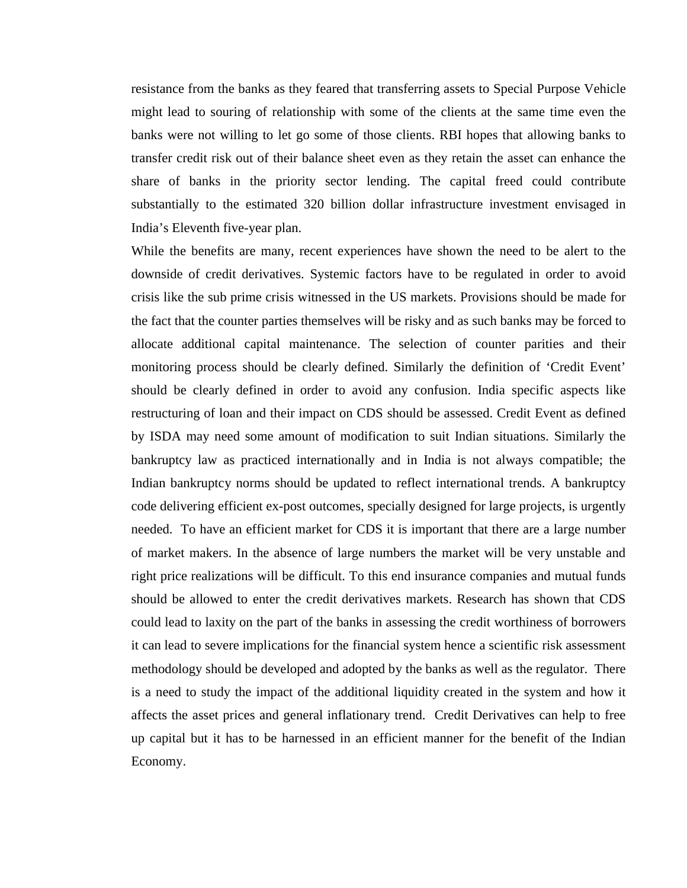resistance from the banks as they feared that transferring assets to Special Purpose Vehicle might lead to souring of relationship with some of the clients at the same time even the banks were not willing to let go some of those clients. RBI hopes that allowing banks to transfer credit risk out of their balance sheet even as they retain the asset can enhance the share of banks in the priority sector lending. The capital freed could contribute substantially to the estimated 320 billion dollar infrastructure investment envisaged in India's Eleventh five-year plan.

While the benefits are many, recent experiences have shown the need to be alert to the downside of credit derivatives. Systemic factors have to be regulated in order to avoid crisis like the sub prime crisis witnessed in the US markets. Provisions should be made for the fact that the counter parties themselves will be risky and as such banks may be forced to allocate additional capital maintenance. The selection of counter parities and their monitoring process should be clearly defined. Similarly the definition of 'Credit Event' should be clearly defined in order to avoid any confusion. India specific aspects like restructuring of loan and their impact on CDS should be assessed. Credit Event as defined by ISDA may need some amount of modification to suit Indian situations. Similarly the bankruptcy law as practiced internationally and in India is not always compatible; the Indian bankruptcy norms should be updated to reflect international trends. A bankruptcy code delivering efficient ex-post outcomes, specially designed for large projects, is urgently needed. To have an efficient market for CDS it is important that there are a large number of market makers. In the absence of large numbers the market will be very unstable and right price realizations will be difficult. To this end insurance companies and mutual funds should be allowed to enter the credit derivatives markets. Research has shown that CDS could lead to laxity on the part of the banks in assessing the credit worthiness of borrowers it can lead to severe implications for the financial system hence a scientific risk assessment methodology should be developed and adopted by the banks as well as the regulator. There is a need to study the impact of the additional liquidity created in the system and how it affects the asset prices and general inflationary trend. Credit Derivatives can help to free up capital but it has to be harnessed in an efficient manner for the benefit of the Indian Economy.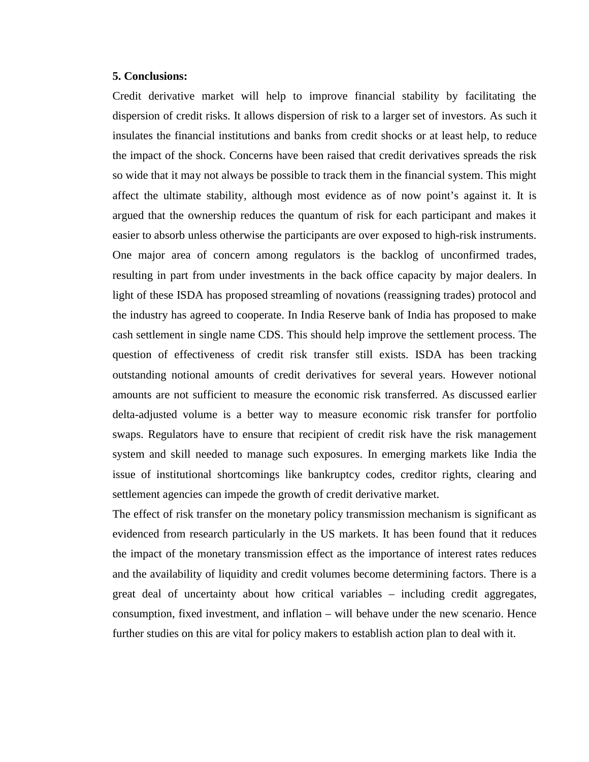**5. Conclusions:**

Credit derivative market will help to improve financial stability by facilitating the dispersion of credit risks. It allows dispersion of risk to a larger set of investors. As such it insulates the financial institutions and banks from credit shocks or at least help, to reduce the impact of the shock. Concerns have been raised that credit derivatives spreads the risk so wide that it may not always be possible to track them in the financial system. This might affect the ultimate stability, although most evidence as of now point's against it. It is argued that the ownership reduces the quantum of risk for each participant and makes it easier to absorb unless otherwise the participants are over exposed to high-risk instruments. One major area of concern among regulators is the backlog of unconfirmed trades, resulting in part from under investments in the back office capacity by major dealers. In light of these ISDA has proposed streamling of novations (reassigning trades) protocol and the industry has agreed to cooperate. In India Reserve bank of India has proposed to make cash settlement in single name CDS. This should help improve the settlement process. The question of effectiveness of credit risk transfer still exists. ISDA has been tracking outstanding notional amounts of credit derivatives for several years. However notional amounts are not sufficient to measure the economic risk transferred. As discussed earlier delta-adjusted volume is a better way to measure economic risk transfer for portfolio swaps. Regulators have to ensure that recipient of credit risk have the risk management system and skill needed to manage such exposures. In emerging markets like India the issue of institutional shortcomings like bankruptcy codes, creditor rights, clearing and settlement agencies can impede the growth of credit derivative market.

The effect of risk transfer on the monetary policy transmission mechanism is significant as evidenced from research particularly in the US markets. It has been found that it reduces the impact of the monetary transmission effect as the importance of interest rates reduces and the availability of liquidity and credit volumes become determining factors. There is a great deal of uncertainty about how critical variables – including credit aggregates, consumption, fixed investment, and inflation – will behave under the new scenario. Hence further studies on this are vital for policy makers to establish action plan to deal with it.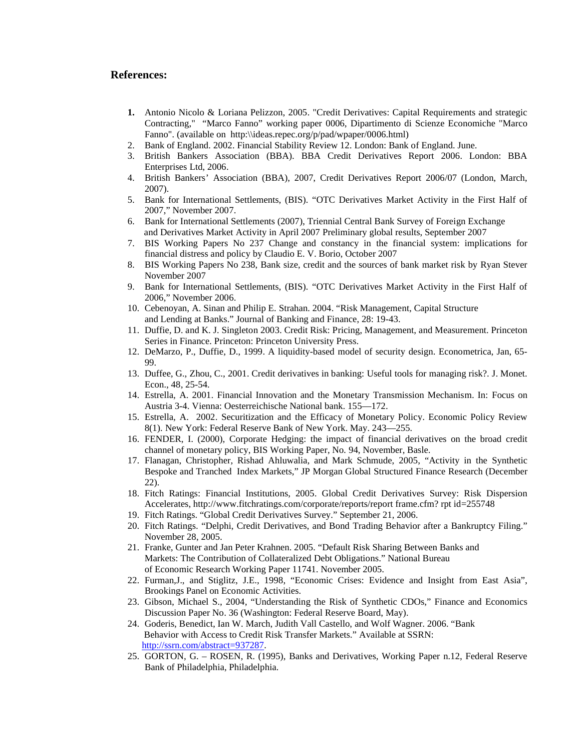## References:

1. Antonio Nicolo & Loriana Pelizzon, 2005. "Credit Derivatives: Capital Requirements and strategic Contracting," "Marco Fanno" working paper 0006, Dipartimento di Scienze Economiche "Marco Fanno". (available on http:\\ideas.repec.org/p/pad/wpaper/0006.html)
2. Bank of England. 2002. Financial Stability Review 12. London: Bank of England. June.
3. British Bankers Association (BBA). BBA Credit Derivatives Report 2006. London: BBA Enterprises Ltd, 2006.
4. British Bankers' Association (BBA), 2007, Credit Derivatives Report 2006/07 (London, March, 2007).
5. Bank for International Settlements, (BIS). "OTC Derivatives Market Activity in the First Half of 2007," November 2007.
6. Bank for International Settlements (2007), Triennial Central Bank Survey of Foreign Exchange and Derivatives Market Activity in April 2007 Preliminary global results, September 2007
7. BIS Working Papers No 237 Change and constancy in the financial system: implications for financial distress and policy by Claudio E. V. Borio, October 2007
8. BIS Working Papers No 238, Bank size, credit and the sources of bank market risk by Ryan Stever November 2007
9. Bank for International Settlements, (BIS). "OTC Derivatives Market Activity in the First Half of 2006," November 2006.
10. Cebenoyan, A. Sinan and Philip E. Strahan. 2004. "Risk Management, Capital Structure and Lending at Banks." Journal of Banking and Finance, 28: 19-43.
11. Duffie, D. and K. J. Singleton 2003. Credit Risk: Pricing, Management, and Measurement. Princeton Series in Finance. Princeton: Princeton University Press.
12. DeMarzo, P., Duffie, D., 1999. A liquidity-based model of security design. Econometrica, Jan, 65-99.
13. Duffee, G., Zhou, C., 2001. Credit derivatives in banking: Useful tools for managing risk?. J. Monet. Econ., 48, 25-54.
14. Estrella, A. 2001. Financial Innovation and the Monetary Transmission Mechanism. In: Focus on Austria 3-4. Vienna: Oesterreichische National bank. 155—172.
15. Estrella, A. 2002. Securitization and the Efficacy of Monetary Policy. Economic Policy Review 8(1). New York: Federal Reserve Bank of New York. May. 243—255.
16. FENDER, I. (2000), Corporate Hedging: the impact of financial derivatives on the broad credit channel of monetary policy, BIS Working Paper, No. 94, November, Basle.
17. Flanagan, Christopher, Rishad Ahluwalia, and Mark Schmude, 2005, "Activity in the Synthetic Bespoke and Tranched Index Markets," JP Morgan Global Structured Finance Research (December 22).
18. Fitch Ratings: Financial Institutions, 2005. Global Credit Derivatives Survey: Risk Dispersion Accelerates, http://www.fitchratings.com/corporate/reports/report frame.cfm? rpt id=255748
19. Fitch Ratings. "Global Credit Derivatives Survey." September 21, 2006.
20. Fitch Ratings. "Delphi, Credit Derivatives, and Bond Trading Behavior after a Bankruptcy Filing." November 28, 2005.
21. Franke, Gunter and Jan Peter Krahnen. 2005. "Default Risk Sharing Between Banks and Markets: The Contribution of Collateralized Debt Obligations." National Bureau of Economic Research Working Paper 11741. November 2005.
22. Furman,J., and Stiglitz, J.E., 1998, "Economic Crises: Evidence and Insight from East Asia", Brookings Panel on Economic Activities.
23. Gibson, Michael S., 2004, "Understanding the Risk of Synthetic CDOs," Finance and Economics Discussion Paper No. 36 (Washington: Federal Reserve Board, May).
24. Goderis, Benedict, Ian W. March, Judith Vall Castello, and Wolf Wagner. 2006. "Bank Behavior with Access to Credit Risk Transfer Markets." Available at SSRN: http://ssrn.com/abstract=937287.
25. GORTON, G. – ROSEN, R. (1995), Banks and Derivatives, Working Paper n.12, Federal Reserve Bank of Philadelphia, Philadelphia.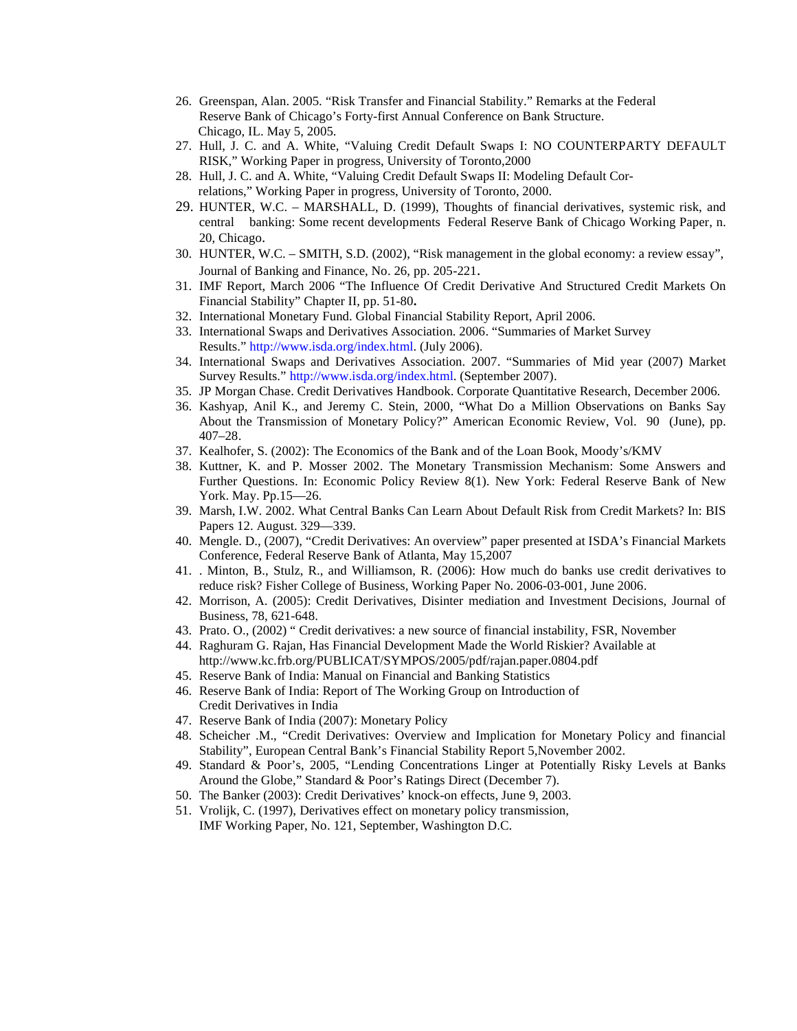26. Greenspan, Alan. 2005. "Risk Transfer and Financial Stability." Remarks at the Federal Reserve Bank of Chicago's Forty-first Annual Conference on Bank Structure. Chicago, IL. May 5, 2005.
27. Hull, J. C. and A. White, "Valuing Credit Default Swaps I: NO COUNTERPARTY DEFAULT RISK," Working Paper in progress, University of Toronto,2000
28. Hull, J. C. and A. White, "Valuing Credit Default Swaps II: Modeling Default Cor-relations," Working Paper in progress, University of Toronto, 2000.
29. HUNTER, W.C. – MARSHALL, D. (1999), Thoughts of financial derivatives, systemic risk, and central banking: Some recent developments Federal Reserve Bank of Chicago Working Paper, n. 20, Chicago.
30. HUNTER, W.C. – SMITH, S.D. (2002), "Risk management in the global economy: a review essay", Journal of Banking and Finance, No. 26, pp. 205-221.
31. IMF Report, March 2006 "The Influence Of Credit Derivative And Structured Credit Markets On Financial Stability" Chapter II, pp. 51-80**.**
32. International Monetary Fund. Global Financial Stability Report, April 2006.
33. International Swaps and Derivatives Association. 2006. "Summaries of Market Survey Results." http://www.isda.org/index.html. (July 2006).
34. International Swaps and Derivatives Association. 2007. "Summaries of Mid year (2007) Market Survey Results." http://www.isda.org/index.html. (September 2007).
35. JP Morgan Chase. Credit Derivatives Handbook. Corporate Quantitative Research, December 2006.
36. Kashyap, Anil K., and Jeremy C. Stein, 2000, "What Do a Million Observations on Banks Say About the Transmission of Monetary Policy?" American Economic Review, Vol. 90 (June), pp. 407–28.
37. Kealhofer, S. (2002): The Economics of the Bank and of the Loan Book, Moody's/KMV
38. Kuttner, K. and P. Mosser 2002. The Monetary Transmission Mechanism: Some Answers and Further Questions. In: Economic Policy Review 8(1). New York: Federal Reserve Bank of New York. May. Pp.15—26.
39. Marsh, I.W. 2002. What Central Banks Can Learn About Default Risk from Credit Markets? In: BIS Papers 12. August. 329—339.
40. Mengle. D., (2007), "Credit Derivatives: An overview" paper presented at ISDA's Financial Markets Conference, Federal Reserve Bank of Atlanta, May 15,2007
41. . Minton, B., Stulz, R., and Williamson, R. (2006): How much do banks use credit derivatives to reduce risk? Fisher College of Business, Working Paper No. 2006-03-001, June 2006.
42. Morrison, A. (2005): Credit Derivatives, Disinter mediation and Investment Decisions, Journal of Business, 78, 621-648.
43. Prato. O., (2002) " Credit derivatives: a new source of financial instability, FSR, November
44. Raghuram G. Rajan, Has Financial Development Made the World Riskier? Available at http://www.kc.frb.org/PUBLICAT/SYMPOS/2005/pdf/rajan.paper.0804.pdf
45. Reserve Bank of India: Manual on Financial and Banking Statistics
46. Reserve Bank of India: Report of The Working Group on Introduction of Credit Derivatives in India
47. Reserve Bank of India (2007): Monetary Policy
48. Scheicher .M., "Credit Derivatives: Overview and Implication for Monetary Policy and financial Stability", European Central Bank's Financial Stability Report 5,November 2002.
49. Standard & Poor's, 2005, "Lending Concentrations Linger at Potentially Risky Levels at Banks Around the Globe," Standard & Poor's Ratings Direct (December 7).
50. The Banker (2003): Credit Derivatives' knock-on effects, June 9, 2003.
51. Vrolijk, C. (1997), Derivatives effect on monetary policy transmission, IMF Working Paper, No. 121, September, Washington D.C.